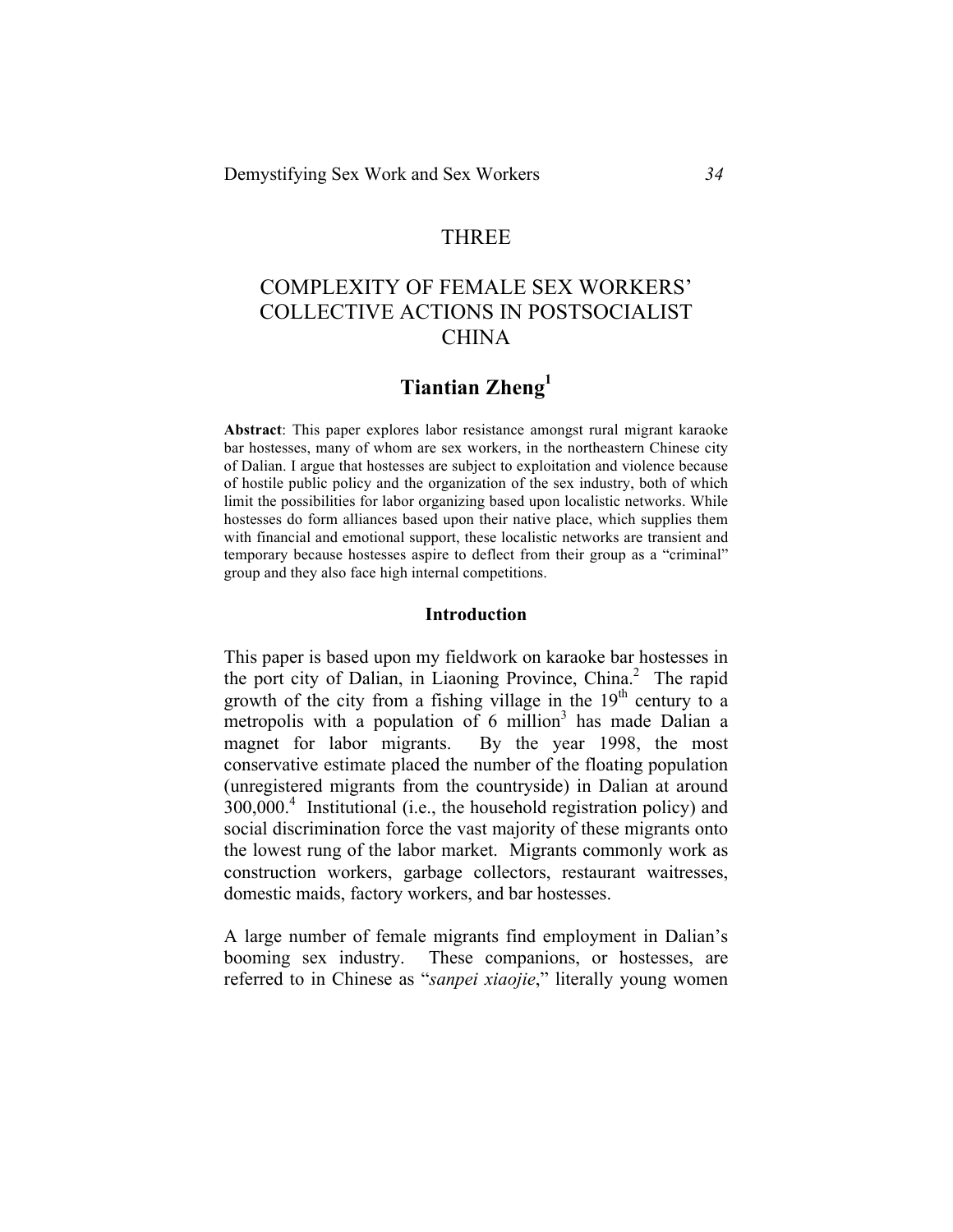# THREE

# COMPLEXITY OF FEMALE SEX WORKERS' COLLECTIVE ACTIONS IN POSTSOCIALIST CHINA

## Tiantian Zheng[1]

**Abstract**: This paper explores labor resistance amongst rural migrant karaoke bar hostesses, many of whom are sex workers, in the northeastern Chinese city of Dalian. I argue that hostesses are subject to exploitation and violence because of hostile public policy and the organization of the sex industry, both of which limit the possibilities for labor organizing based upon localistic networks. While hostesses do form alliances based upon their native place, which supplies them with financial and emotional support, these localistic networks are transient and temporary because hostesses aspire to deflect from their group as a "criminal" group and they also face high internal competitions.

### Introduction

This paper is based upon my fieldwork on karaoke bar hostesses in the port city of Dalian, in Liaoning Province, China.[2] The rapid growth of the city from a fishing village in the 19th century to a metropolis with a population of 6 million[3] has made Dalian a magnet for labor migrants. By the year 1998, the most conservative estimate placed the number of the floating population (unregistered migrants from the countryside) in Dalian at around 300,000.[4] Institutional (i.e., the household registration policy) and social discrimination force the vast majority of these migrants onto the lowest rung of the labor market. Migrants commonly work as construction workers, garbage collectors, restaurant waitresses, domestic maids, factory workers, and bar hostesses.

A large number of female migrants find employment in Dalian's booming sex industry. These companions, or hostesses, are referred to in Chinese as "*sanpei xiaojie*," literally young women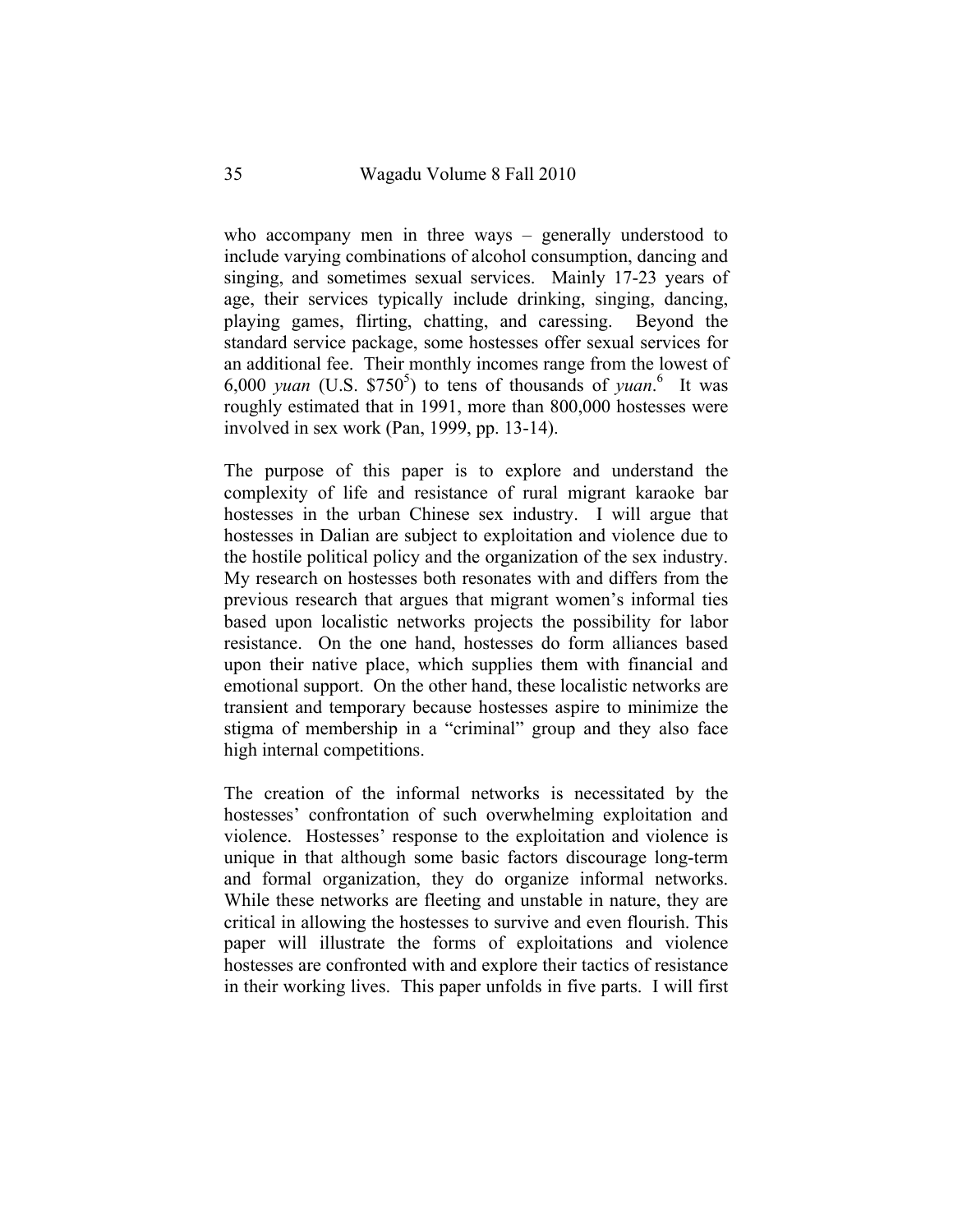who accompany men in three ways – generally understood to include varying combinations of alcohol consumption, dancing and singing, and sometimes sexual services. Mainly 17-23 years of age, their services typically include drinking, singing, dancing, playing games, flirting, chatting, and caressing. Beyond the standard service package, some hostesses offer sexual services for an additional fee. Their monthly incomes range from the lowest of 6,000 *yuan* (U.S. $750[5]) to tens of thousands of *yuan*.[6] It was roughly estimated that in 1991, more than 800,000 hostesses were involved in sex work (Pan, 1999, pp. 13-14).

The purpose of this paper is to explore and understand the complexity of life and resistance of rural migrant karaoke bar hostesses in the urban Chinese sex industry. I will argue that hostesses in Dalian are subject to exploitation and violence due to the hostile political policy and the organization of the sex industry. My research on hostesses both resonates with and differs from the previous research that argues that migrant women's informal ties based upon localistic networks projects the possibility for labor resistance. On the one hand, hostesses do form alliances based upon their native place, which supplies them with financial and emotional support. On the other hand, these localistic networks are transient and temporary because hostesses aspire to minimize the stigma of membership in a "criminal" group and they also face high internal competitions.

The creation of the informal networks is necessitated by the hostesses' confrontation of such overwhelming exploitation and violence. Hostesses' response to the exploitation and violence is unique in that although some basic factors discourage long-term and formal organization, they do organize informal networks. While these networks are fleeting and unstable in nature, they are critical in allowing the hostesses to survive and even flourish. This paper will illustrate the forms of exploitations and violence hostesses are confronted with and explore their tactics of resistance in their working lives. This paper unfolds in five parts. I will first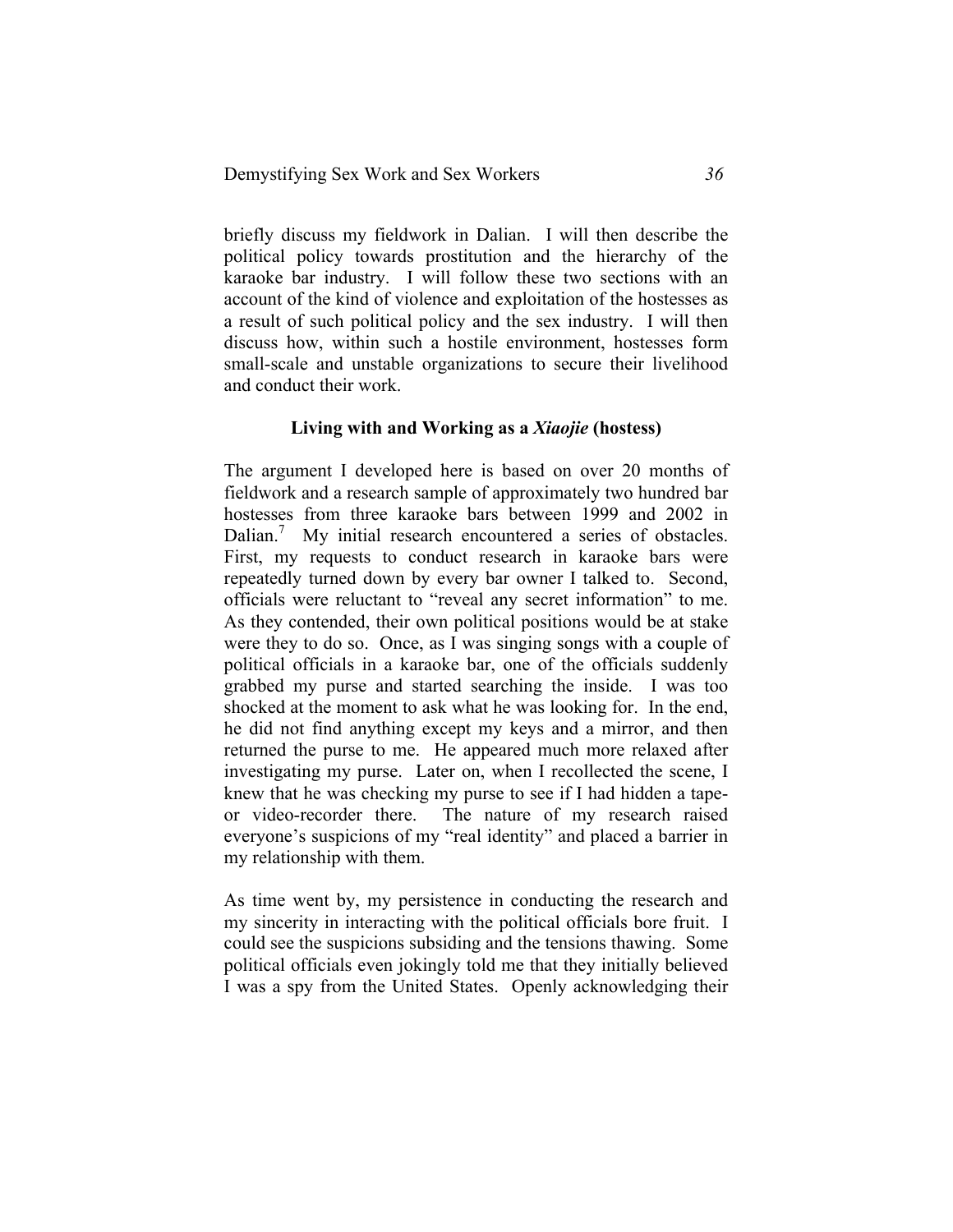briefly discuss my fieldwork in Dalian. I will then describe the political policy towards prostitution and the hierarchy of the karaoke bar industry. I will follow these two sections with an account of the kind of violence and exploitation of the hostesses as a result of such political policy and the sex industry. I will then discuss how, within such a hostile environment, hostesses form small-scale and unstable organizations to secure their livelihood and conduct their work.

### Living with and Working as a *Xiaojie* (hostess)

The argument I developed here is based on over 20 months of fieldwork and a research sample of approximately two hundred bar hostesses from three karaoke bars between 1999 and 2002 in Dalian.[7] My initial research encountered a series of obstacles. First, my requests to conduct research in karaoke bars were repeatedly turned down by every bar owner I talked to. Second, officials were reluctant to "reveal any secret information" to me. As they contended, their own political positions would be at stake were they to do so. Once, as I was singing songs with a couple of political officials in a karaoke bar, one of the officials suddenly grabbed my purse and started searching the inside. I was too shocked at the moment to ask what he was looking for. In the end, he did not find anything except my keys and a mirror, and then returned the purse to me. He appeared much more relaxed after investigating my purse. Later on, when I recollected the scene, I knew that he was checking my purse to see if I had hidden a tape- or video-recorder there. The nature of my research raised everyone's suspicions of my "real identity" and placed a barrier in my relationship with them.

As time went by, my persistence in conducting the research and my sincerity in interacting with the political officials bore fruit. I could see the suspicions subsiding and the tensions thawing. Some political officials even jokingly told me that they initially believed I was a spy from the United States. Openly acknowledging their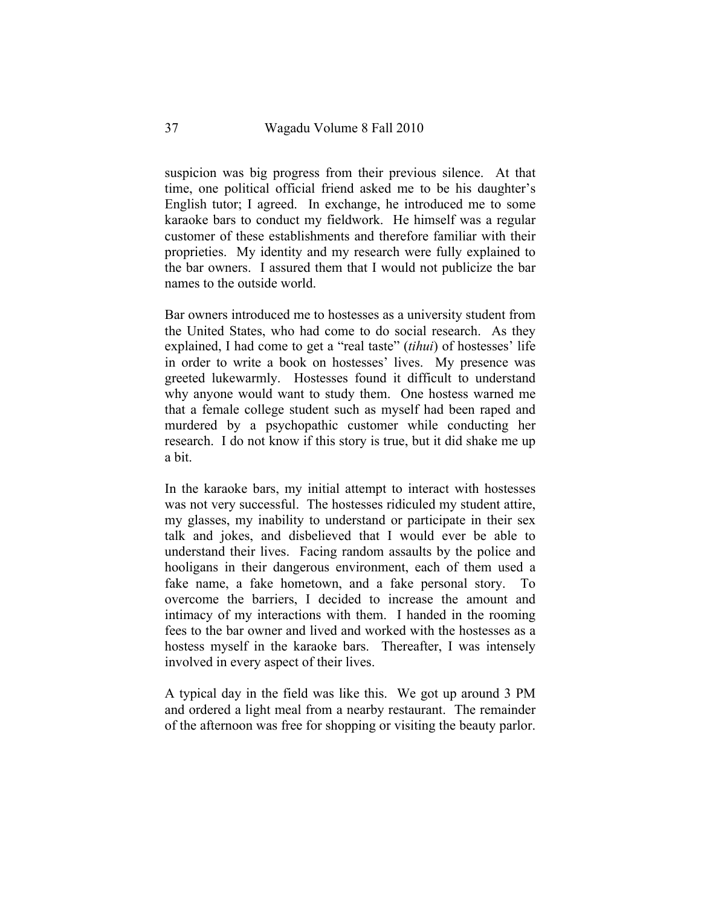suspicion was big progress from their previous silence. At that time, one political official friend asked me to be his daughter's English tutor; I agreed. In exchange, he introduced me to some karaoke bars to conduct my fieldwork. He himself was a regular customer of these establishments and therefore familiar with their proprieties. My identity and my research were fully explained to the bar owners. I assured them that I would not publicize the bar names to the outside world.

Bar owners introduced me to hostesses as a university student from the United States, who had come to do social research. As they explained, I had come to get a "real taste" (*tihui*) of hostesses' life in order to write a book on hostesses' lives. My presence was greeted lukewarmly. Hostesses found it difficult to understand why anyone would want to study them. One hostess warned me that a female college student such as myself had been raped and murdered by a psychopathic customer while conducting her research. I do not know if this story is true, but it did shake me up a bit.

In the karaoke bars, my initial attempt to interact with hostesses was not very successful. The hostesses ridiculed my student attire, my glasses, my inability to understand or participate in their sex talk and jokes, and disbelieved that I would ever be able to understand their lives. Facing random assaults by the police and hooligans in their dangerous environment, each of them used a fake name, a fake hometown, and a fake personal story. To overcome the barriers, I decided to increase the amount and intimacy of my interactions with them. I handed in the rooming fees to the bar owner and lived and worked with the hostesses as a hostess myself in the karaoke bars. Thereafter, I was intensely involved in every aspect of their lives.

A typical day in the field was like this. We got up around 3 PM and ordered a light meal from a nearby restaurant. The remainder of the afternoon was free for shopping or visiting the beauty parlor.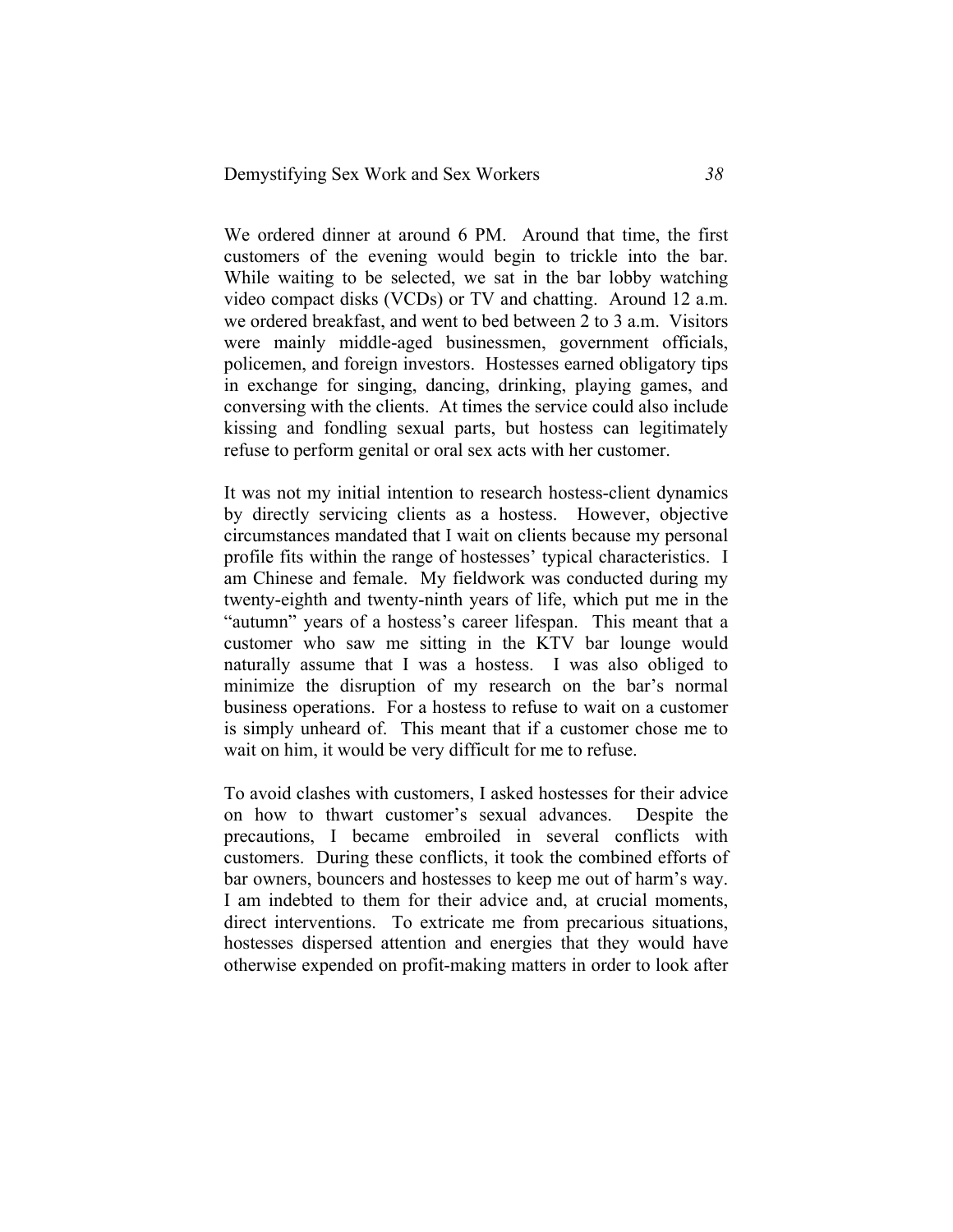We ordered dinner at around 6 PM. Around that time, the first customers of the evening would begin to trickle into the bar. While waiting to be selected, we sat in the bar lobby watching video compact disks (VCDs) or TV and chatting. Around 12 a.m. we ordered breakfast, and went to bed between 2 to 3 a.m. Visitors were mainly middle-aged businessmen, government officials, policemen, and foreign investors. Hostesses earned obligatory tips in exchange for singing, dancing, drinking, playing games, and conversing with the clients. At times the service could also include kissing and fondling sexual parts, but hostess can legitimately refuse to perform genital or oral sex acts with her customer.

It was not my initial intention to research hostess-client dynamics by directly servicing clients as a hostess. However, objective circumstances mandated that I wait on clients because my personal profile fits within the range of hostesses' typical characteristics. I am Chinese and female. My fieldwork was conducted during my twenty-eighth and twenty-ninth years of life, which put me in the "autumn" years of a hostess's career lifespan. This meant that a customer who saw me sitting in the KTV bar lounge would naturally assume that I was a hostess. I was also obliged to minimize the disruption of my research on the bar's normal business operations. For a hostess to refuse to wait on a customer is simply unheard of. This meant that if a customer chose me to wait on him, it would be very difficult for me to refuse.

To avoid clashes with customers, I asked hostesses for their advice on how to thwart customer's sexual advances. Despite the precautions, I became embroiled in several conflicts with customers. During these conflicts, it took the combined efforts of bar owners, bouncers and hostesses to keep me out of harm's way. I am indebted to them for their advice and, at crucial moments, direct interventions. To extricate me from precarious situations, hostesses dispersed attention and energies that they would have otherwise expended on profit-making matters in order to look after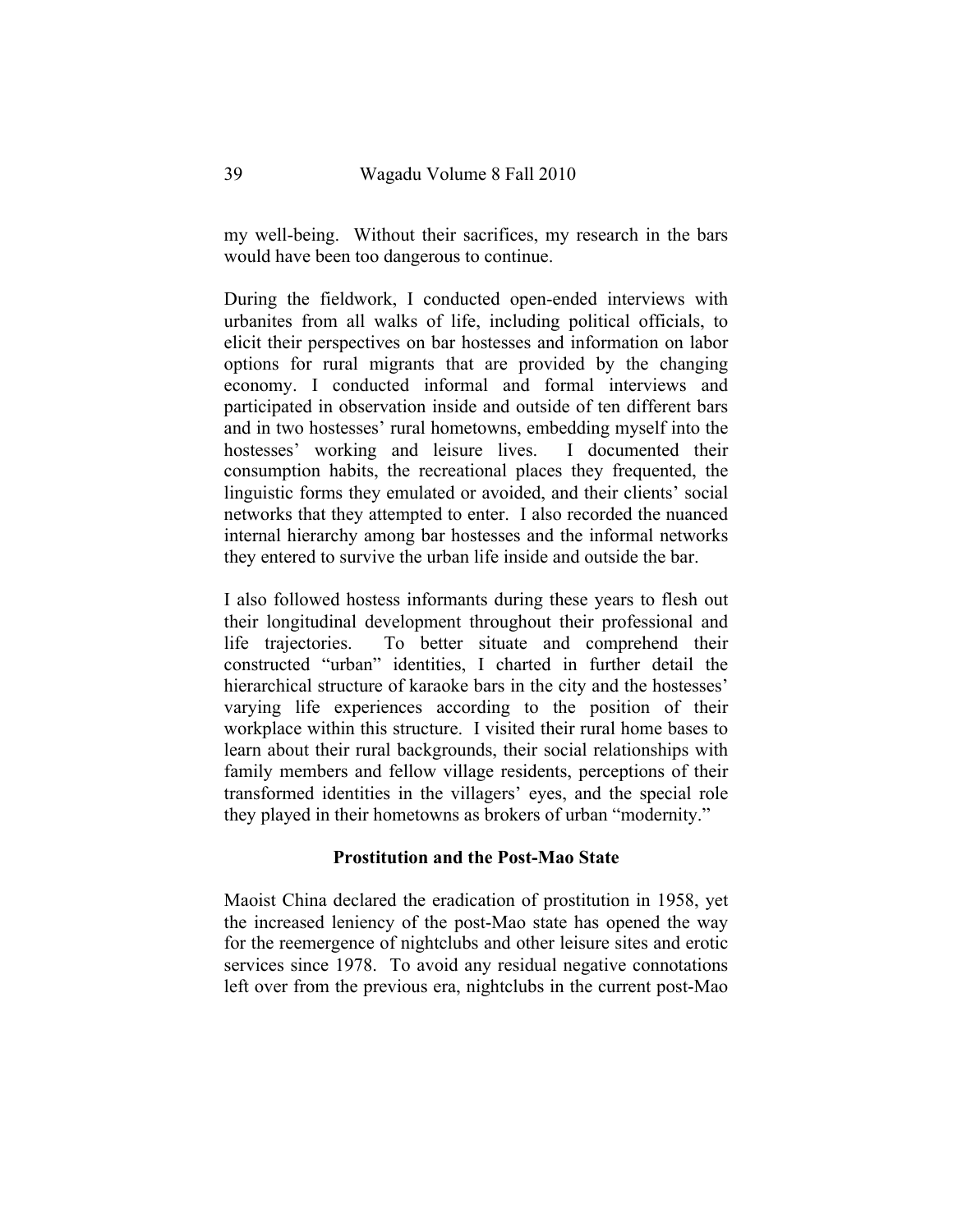my well-being. Without their sacrifices, my research in the bars would have been too dangerous to continue.

During the fieldwork, I conducted open-ended interviews with urbanites from all walks of life, including political officials, to elicit their perspectives on bar hostesses and information on labor options for rural migrants that are provided by the changing economy. I conducted informal and formal interviews and participated in observation inside and outside of ten different bars and in two hostesses' rural hometowns, embedding myself into the hostesses' working and leisure lives. I documented their consumption habits, the recreational places they frequented, the linguistic forms they emulated or avoided, and their clients' social networks that they attempted to enter. I also recorded the nuanced internal hierarchy among bar hostesses and the informal networks they entered to survive the urban life inside and outside the bar.

I also followed hostess informants during these years to flesh out their longitudinal development throughout their professional and life trajectories. To better situate and comprehend their constructed "urban" identities, I charted in further detail the hierarchical structure of karaoke bars in the city and the hostesses' varying life experiences according to the position of their workplace within this structure. I visited their rural home bases to learn about their rural backgrounds, their social relationships with family members and fellow village residents, perceptions of their transformed identities in the villagers' eyes, and the special role they played in their hometowns as brokers of urban "modernity."

## Prostitution and the Post-Mao State

Maoist China declared the eradication of prostitution in 1958, yet the increased leniency of the post-Mao state has opened the way for the reemergence of nightclubs and other leisure sites and erotic services since 1978. To avoid any residual negative connotations left over from the previous era, nightclubs in the current post-Mao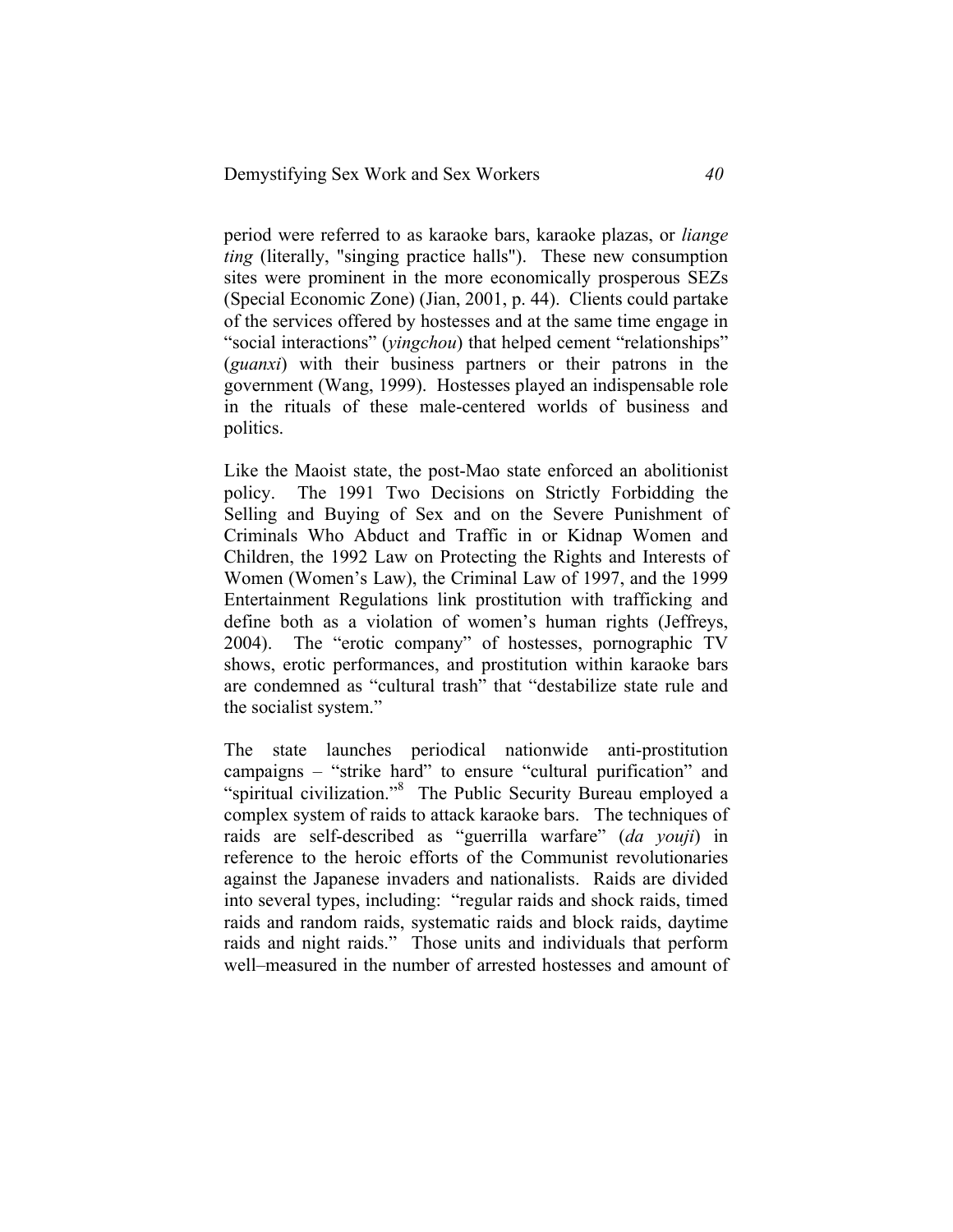period were referred to as karaoke bars, karaoke plazas, or *liange ting* (literally, "singing practice halls"). These new consumption sites were prominent in the more economically prosperous SEZs (Special Economic Zone) (Jian, 2001, p. 44). Clients could partake of the services offered by hostesses and at the same time engage in "social interactions" (*yingchou*) that helped cement "relationships" (*guanxi*) with their business partners or their patrons in the government (Wang, 1999). Hostesses played an indispensable role in the rituals of these male-centered worlds of business and politics.

Like the Maoist state, the post-Mao state enforced an abolitionist policy. The 1991 Two Decisions on Strictly Forbidding the Selling and Buying of Sex and on the Severe Punishment of Criminals Who Abduct and Traffic in or Kidnap Women and Children, the 1992 Law on Protecting the Rights and Interests of Women (Women's Law), the Criminal Law of 1997, and the 1999 Entertainment Regulations link prostitution with trafficking and define both as a violation of women's human rights (Jeffreys, 2004). The "erotic company" of hostesses, pornographic TV shows, erotic performances, and prostitution within karaoke bars are condemned as "cultural trash" that "destabilize state rule and the socialist system."

The state launches periodical nationwide anti-prostitution campaigns – "strike hard" to ensure "cultural purification" and "spiritual civilization."[8] The Public Security Bureau employed a complex system of raids to attack karaoke bars. The techniques of raids are self-described as "guerrilla warfare" (*da youji*) in reference to the heroic efforts of the Communist revolutionaries against the Japanese invaders and nationalists. Raids are divided into several types, including: "regular raids and shock raids, timed raids and random raids, systematic raids and block raids, daytime raids and night raids." Those units and individuals that perform well–measured in the number of arrested hostesses and amount of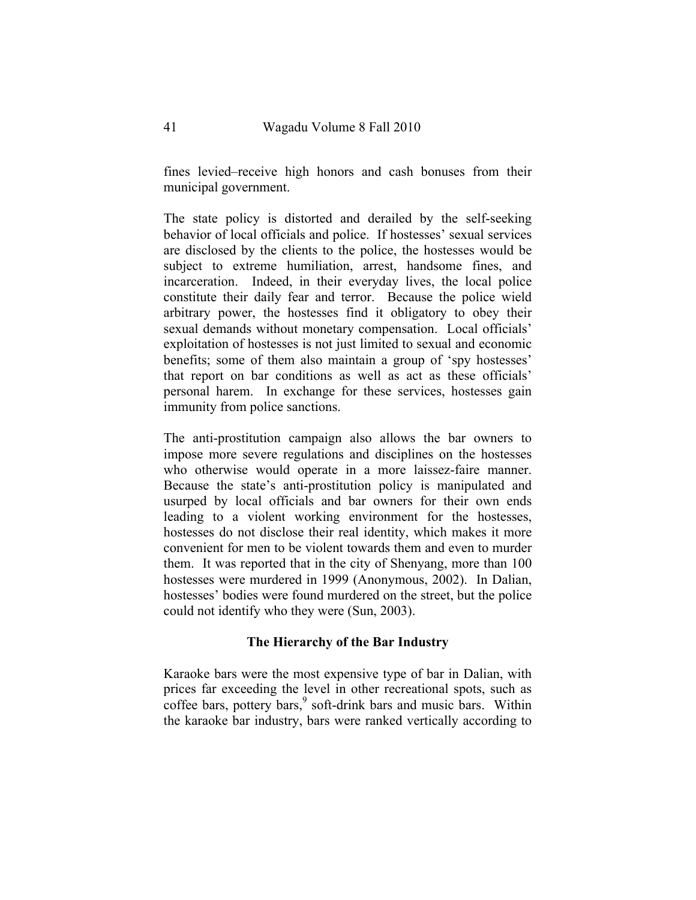fines levied–receive high honors and cash bonuses from their municipal government.

The state policy is distorted and derailed by the self-seeking behavior of local officials and police. If hostesses' sexual services are disclosed by the clients to the police, the hostesses would be subject to extreme humiliation, arrest, handsome fines, and incarceration. Indeed, in their everyday lives, the local police constitute their daily fear and terror. Because the police wield arbitrary power, the hostesses find it obligatory to obey their sexual demands without monetary compensation. Local officials' exploitation of hostesses is not just limited to sexual and economic benefits; some of them also maintain a group of 'spy hostesses' that report on bar conditions as well as act as these officials' personal harem. In exchange for these services, hostesses gain immunity from police sanctions.

The anti-prostitution campaign also allows the bar owners to impose more severe regulations and disciplines on the hostesses who otherwise would operate in a more laissez-faire manner. Because the state's anti-prostitution policy is manipulated and usurped by local officials and bar owners for their own ends leading to a violent working environment for the hostesses, hostesses do not disclose their real identity, which makes it more convenient for men to be violent towards them and even to murder them. It was reported that in the city of Shenyang, more than 100 hostesses were murdered in 1999 (Anonymous, 2002). In Dalian, hostesses' bodies were found murdered on the street, but the police could not identify who they were (Sun, 2003).

## The Hierarchy of the Bar Industry

Karaoke bars were the most expensive type of bar in Dalian, with prices far exceeding the level in other recreational spots, such as coffee bars, pottery bars,[9] soft-drink bars and music bars. Within the karaoke bar industry, bars were ranked vertically according to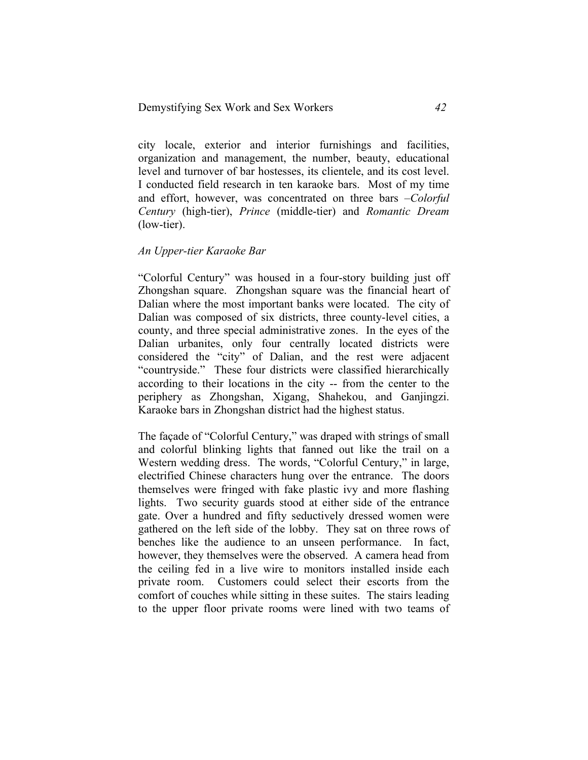city locale, exterior and interior furnishings and facilities, organization and management, the number, beauty, educational level and turnover of bar hostesses, its clientele, and its cost level. I conducted field research in ten karaoke bars. Most of my time and effort, however, was concentrated on three bars –*Colorful Century* (high-tier), *Prince* (middle-tier) and *Romantic Dream* (low-tier).

### *An Upper-tier Karaoke Bar*

"Colorful Century" was housed in a four-story building just off Zhongshan square. Zhongshan square was the financial heart of Dalian where the most important banks were located. The city of Dalian was composed of six districts, three county-level cities, a county, and three special administrative zones. In the eyes of the Dalian urbanites, only four centrally located districts were considered the "city" of Dalian, and the rest were adjacent "countryside." These four districts were classified hierarchically according to their locations in the city -- from the center to the periphery as Zhongshan, Xigang, Shahekou, and Ganjingzi. Karaoke bars in Zhongshan district had the highest status.

The façade of "Colorful Century," was draped with strings of small and colorful blinking lights that fanned out like the trail on a Western wedding dress. The words, "Colorful Century," in large, electrified Chinese characters hung over the entrance. The doors themselves were fringed with fake plastic ivy and more flashing lights. Two security guards stood at either side of the entrance gate. Over a hundred and fifty seductively dressed women were gathered on the left side of the lobby. They sat on three rows of benches like the audience to an unseen performance. In fact, however, they themselves were the observed. A camera head from the ceiling fed in a live wire to monitors installed inside each private room. Customers could select their escorts from the comfort of couches while sitting in these suites. The stairs leading to the upper floor private rooms were lined with two teams of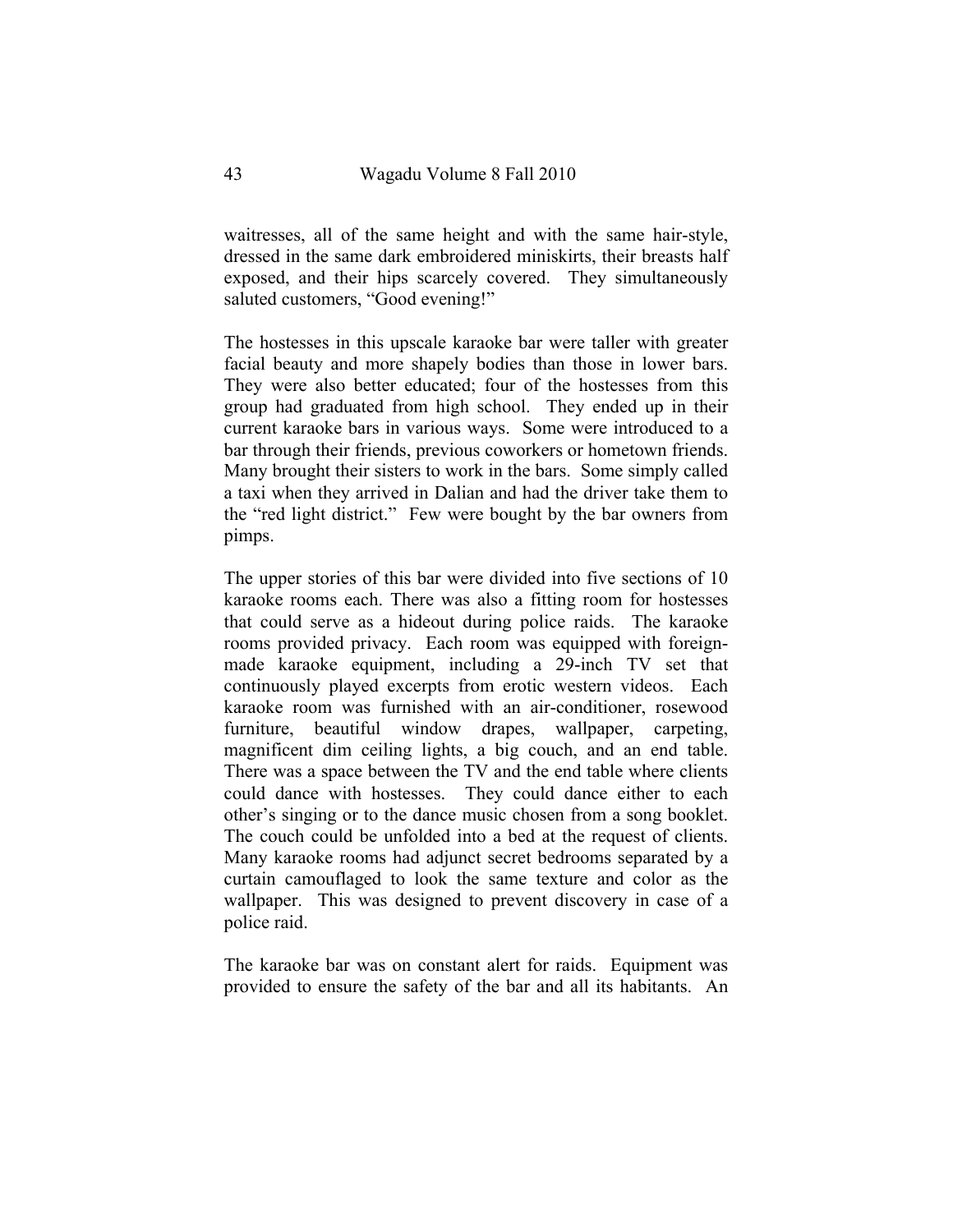waitresses, all of the same height and with the same hair-style, dressed in the same dark embroidered miniskirts, their breasts half exposed, and their hips scarcely covered. They simultaneously saluted customers, "Good evening!"

The hostesses in this upscale karaoke bar were taller with greater facial beauty and more shapely bodies than those in lower bars. They were also better educated; four of the hostesses from this group had graduated from high school. They ended up in their current karaoke bars in various ways. Some were introduced to a bar through their friends, previous coworkers or hometown friends. Many brought their sisters to work in the bars. Some simply called a taxi when they arrived in Dalian and had the driver take them to the "red light district." Few were bought by the bar owners from pimps.

The upper stories of this bar were divided into five sections of 10 karaoke rooms each. There was also a fitting room for hostesses that could serve as a hideout during police raids. The karaoke rooms provided privacy. Each room was equipped with foreign-made karaoke equipment, including a 29-inch TV set that continuously played excerpts from erotic western videos. Each karaoke room was furnished with an air-conditioner, rosewood furniture, beautiful window drapes, wallpaper, carpeting, magnificent dim ceiling lights, a big couch, and an end table. There was a space between the TV and the end table where clients could dance with hostesses. They could dance either to each other's singing or to the dance music chosen from a song booklet. The couch could be unfolded into a bed at the request of clients. Many karaoke rooms had adjunct secret bedrooms separated by a curtain camouflaged to look the same texture and color as the wallpaper. This was designed to prevent discovery in case of a police raid.

The karaoke bar was on constant alert for raids. Equipment was provided to ensure the safety of the bar and all its habitants. An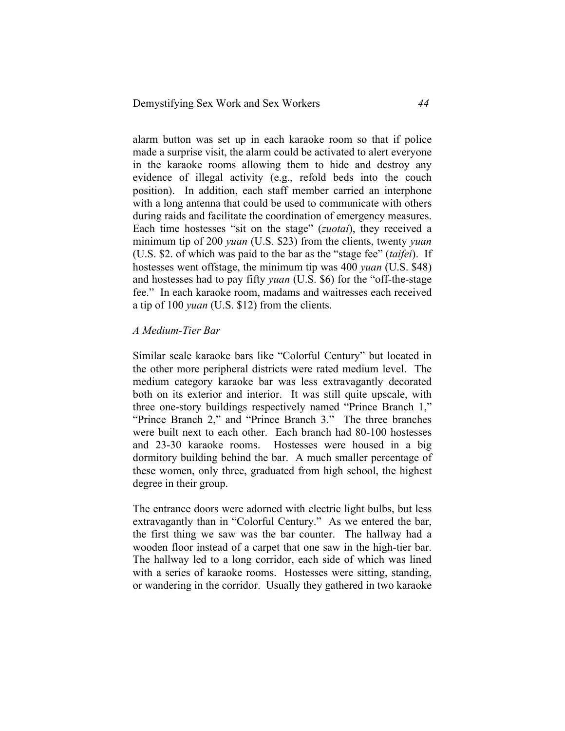alarm button was set up in each karaoke room so that if police made a surprise visit, the alarm could be activated to alert everyone in the karaoke rooms allowing them to hide and destroy any evidence of illegal activity (e.g., refold beds into the couch position). In addition, each staff member carried an interphone with a long antenna that could be used to communicate with others during raids and facilitate the coordination of emergency measures. Each time hostesses "sit on the stage" (*zuotai*), they received a minimum tip of 200 *yuan* (U.S. $23) from the clients, twenty *yuan* (U.S. $2. of which was paid to the bar as the "stage fee" (*taifei*). If hostesses went offstage, the minimum tip was 400 *yuan* (U.S. $48) and hostesses had to pay fifty *yuan* (U.S. $6) for the "off-the-stage fee." In each karaoke room, madams and waitresses each received a tip of 100 *yuan* (U.S. $12) from the clients.

*A Medium-Tier Bar*

Similar scale karaoke bars like "Colorful Century" but located in the other more peripheral districts were rated medium level. The medium category karaoke bar was less extravagantly decorated both on its exterior and interior. It was still quite upscale, with three one-story buildings respectively named "Prince Branch 1," "Prince Branch 2," and "Prince Branch 3." The three branches were built next to each other. Each branch had 80-100 hostesses and 23-30 karaoke rooms. Hostesses were housed in a big dormitory building behind the bar. A much smaller percentage of these women, only three, graduated from high school, the highest degree in their group.

The entrance doors were adorned with electric light bulbs, but less extravagantly than in "Colorful Century." As we entered the bar, the first thing we saw was the bar counter. The hallway had a wooden floor instead of a carpet that one saw in the high-tier bar. The hallway led to a long corridor, each side of which was lined with a series of karaoke rooms. Hostesses were sitting, standing, or wandering in the corridor. Usually they gathered in two karaoke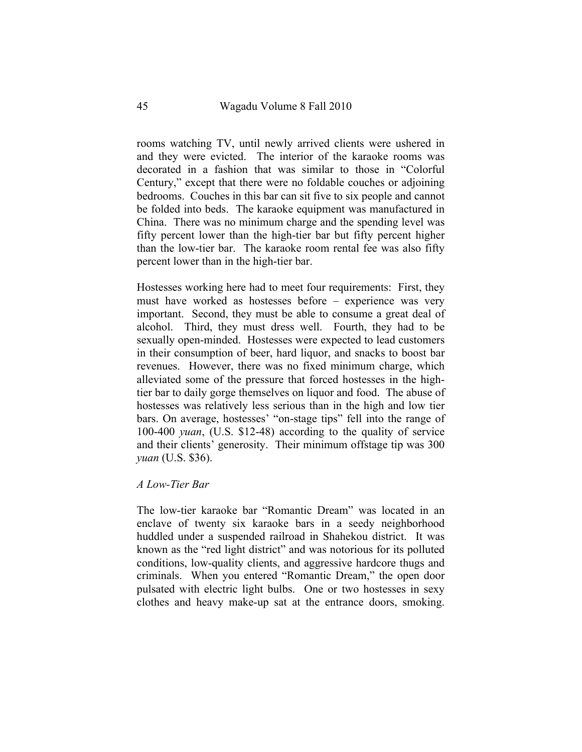rooms watching TV, until newly arrived clients were ushered in and they were evicted. The interior of the karaoke rooms was decorated in a fashion that was similar to those in "Colorful Century," except that there were no foldable couches or adjoining bedrooms. Couches in this bar can sit five to six people and cannot be folded into beds. The karaoke equipment was manufactured in China. There was no minimum charge and the spending level was fifty percent lower than the high-tier bar but fifty percent higher than the low-tier bar. The karaoke room rental fee was also fifty percent lower than in the high-tier bar.

Hostesses working here had to meet four requirements: First, they must have worked as hostesses before – experience was very important. Second, they must be able to consume a great deal of alcohol. Third, they must dress well. Fourth, they had to be sexually open-minded. Hostesses were expected to lead customers in their consumption of beer, hard liquor, and snacks to boost bar revenues. However, there was no fixed minimum charge, which alleviated some of the pressure that forced hostesses in the high-tier bar to daily gorge themselves on liquor and food. The abuse of hostesses was relatively less serious than in the high and low tier bars. On average, hostesses' "on-stage tips" fell into the range of 100-400 *yuan*, (U.S. $12-48) according to the quality of service and their clients' generosity. Their minimum offstage tip was 300 *yuan* (U.S. $36).

*A Low-Tier Bar*

The low-tier karaoke bar "Romantic Dream" was located in an enclave of twenty six karaoke bars in a seedy neighborhood huddled under a suspended railroad in Shahekou district. It was known as the "red light district" and was notorious for its polluted conditions, low-quality clients, and aggressive hardcore thugs and criminals. When you entered "Romantic Dream," the open door pulsated with electric light bulbs. One or two hostesses in sexy clothes and heavy make-up sat at the entrance doors, smoking.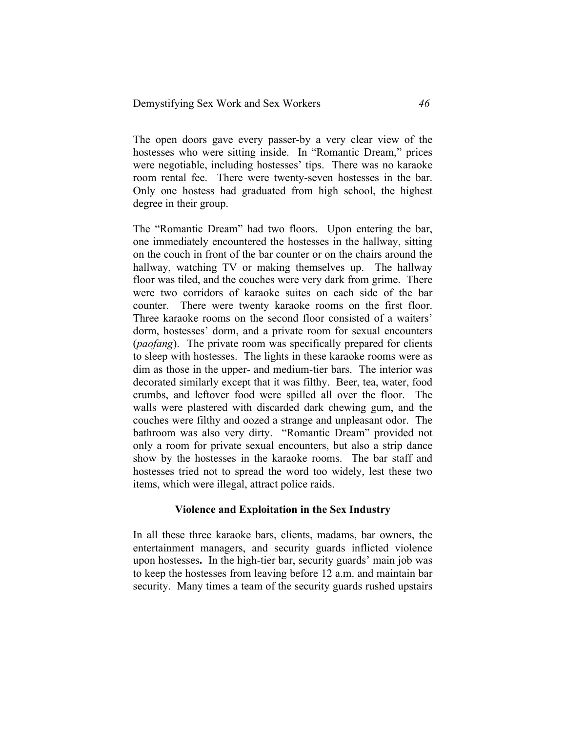The open doors gave every passer-by a very clear view of the hostesses who were sitting inside. In "Romantic Dream," prices were negotiable, including hostesses' tips. There was no karaoke room rental fee. There were twenty-seven hostesses in the bar. Only one hostess had graduated from high school, the highest degree in their group.

The "Romantic Dream" had two floors. Upon entering the bar, one immediately encountered the hostesses in the hallway, sitting on the couch in front of the bar counter or on the chairs around the hallway, watching TV or making themselves up. The hallway floor was tiled, and the couches were very dark from grime. There were two corridors of karaoke suites on each side of the bar counter. There were twenty karaoke rooms on the first floor. Three karaoke rooms on the second floor consisted of a waiters' dorm, hostesses' dorm, and a private room for sexual encounters (*paofang*). The private room was specifically prepared for clients to sleep with hostesses. The lights in these karaoke rooms were as dim as those in the upper- and medium-tier bars. The interior was decorated similarly except that it was filthy. Beer, tea, water, food crumbs, and leftover food were spilled all over the floor. The walls were plastered with discarded dark chewing gum, and the couches were filthy and oozed a strange and unpleasant odor. The bathroom was also very dirty. "Romantic Dream" provided not only a room for private sexual encounters, but also a strip dance show by the hostesses in the karaoke rooms. The bar staff and hostesses tried not to spread the word too widely, lest these two items, which were illegal, attract police raids.

## Violence and Exploitation in the Sex Industry

In all these three karaoke bars, clients, madams, bar owners, the entertainment managers, and security guards inflicted violence upon hostesses**.** In the high-tier bar, security guards' main job was to keep the hostesses from leaving before 12 a.m. and maintain bar security. Many times a team of the security guards rushed upstairs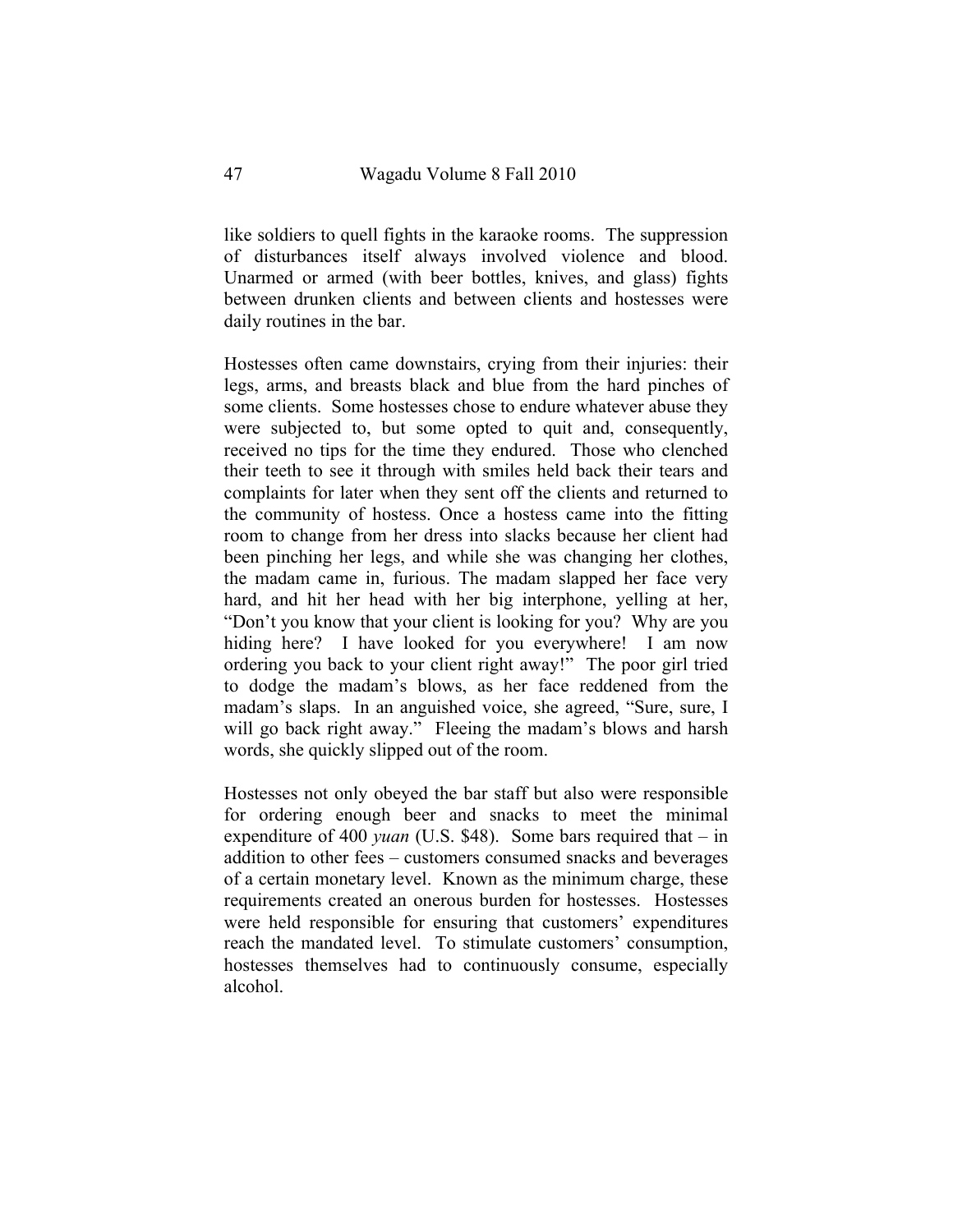like soldiers to quell fights in the karaoke rooms. The suppression of disturbances itself always involved violence and blood. Unarmed or armed (with beer bottles, knives, and glass) fights between drunken clients and between clients and hostesses were daily routines in the bar.

Hostesses often came downstairs, crying from their injuries: their legs, arms, and breasts black and blue from the hard pinches of some clients. Some hostesses chose to endure whatever abuse they were subjected to, but some opted to quit and, consequently, received no tips for the time they endured. Those who clenched their teeth to see it through with smiles held back their tears and complaints for later when they sent off the clients and returned to the community of hostess. Once a hostess came into the fitting room to change from her dress into slacks because her client had been pinching her legs, and while she was changing her clothes, the madam came in, furious. The madam slapped her face very hard, and hit her head with her big interphone, yelling at her, "Don't you know that your client is looking for you? Why are you hiding here? I have looked for you everywhere! I am now ordering you back to your client right away!" The poor girl tried to dodge the madam's blows, as her face reddened from the madam's slaps. In an anguished voice, she agreed, "Sure, sure, I will go back right away." Fleeing the madam's blows and harsh words, she quickly slipped out of the room.

Hostesses not only obeyed the bar staff but also were responsible for ordering enough beer and snacks to meet the minimal expenditure of 400 *yuan* (U.S. $48). Some bars required that – in addition to other fees – customers consumed snacks and beverages of a certain monetary level. Known as the minimum charge, these requirements created an onerous burden for hostesses. Hostesses were held responsible for ensuring that customers' expenditures reach the mandated level. To stimulate customers' consumption, hostesses themselves had to continuously consume, especially alcohol.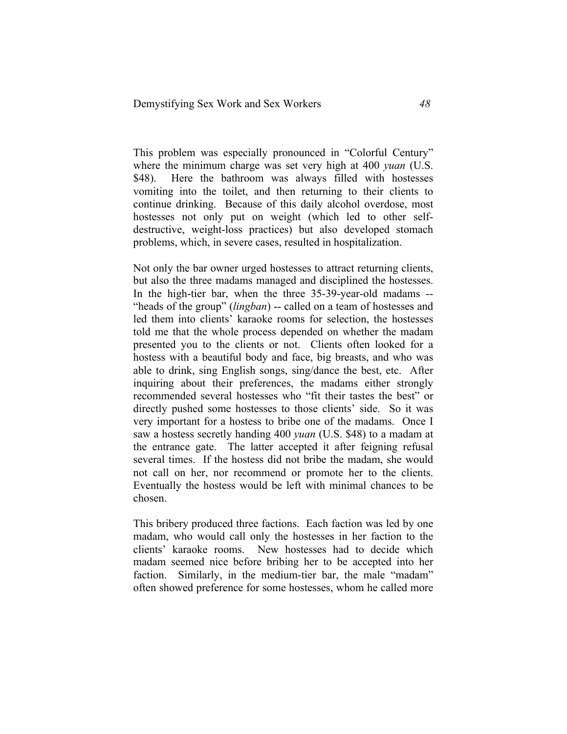This problem was especially pronounced in "Colorful Century" where the minimum charge was set very high at 400 *yuan* (U.S. $48). Here the bathroom was always filled with hostesses vomiting into the toilet, and then returning to their clients to continue drinking. Because of this daily alcohol overdose, most hostesses not only put on weight (which led to other self-destructive, weight-loss practices) but also developed stomach problems, which, in severe cases, resulted in hospitalization.

Not only the bar owner urged hostesses to attract returning clients, but also the three madams managed and disciplined the hostesses. In the high-tier bar, when the three 35-39-year-old madams -- "heads of the group" (*lingban*) -- called on a team of hostesses and led them into clients' karaoke rooms for selection, the hostesses told me that the whole process depended on whether the madam presented you to the clients or not. Clients often looked for a hostess with a beautiful body and face, big breasts, and who was able to drink, sing English songs, sing/dance the best, etc. After inquiring about their preferences, the madams either strongly recommended several hostesses who "fit their tastes the best" or directly pushed some hostesses to those clients' side. So it was very important for a hostess to bribe one of the madams. Once I saw a hostess secretly handing 400 *yuan* (U.S. $48) to a madam at the entrance gate. The latter accepted it after feigning refusal several times. If the hostess did not bribe the madam, she would not call on her, nor recommend or promote her to the clients. Eventually the hostess would be left with minimal chances to be chosen.

This bribery produced three factions. Each faction was led by one madam, who would call only the hostesses in her faction to the clients' karaoke rooms. New hostesses had to decide which madam seemed nice before bribing her to be accepted into her faction. Similarly, in the medium-tier bar, the male "madam" often showed preference for some hostesses, whom he called more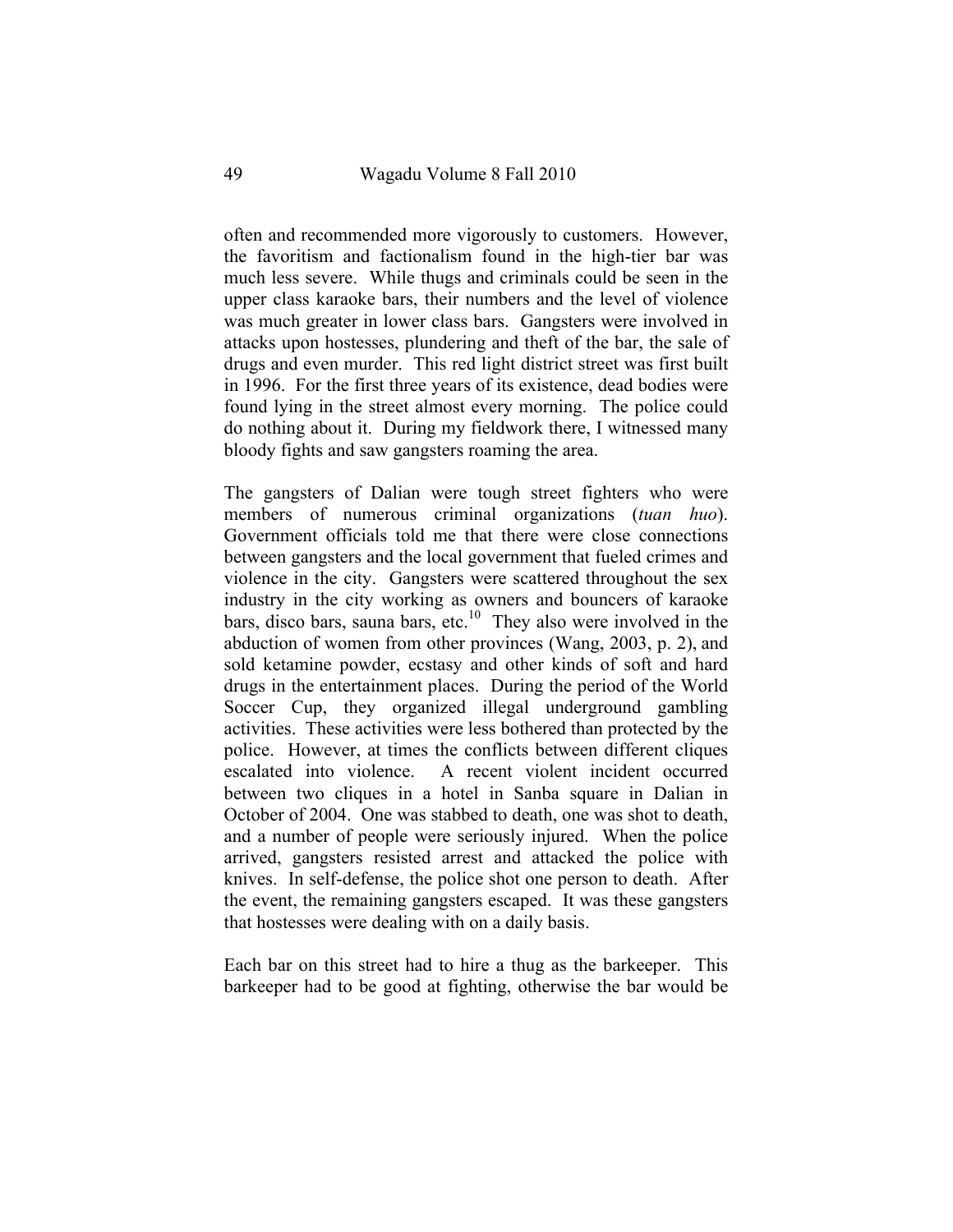often and recommended more vigorously to customers. However, the favoritism and factionalism found in the high-tier bar was much less severe. While thugs and criminals could be seen in the upper class karaoke bars, their numbers and the level of violence was much greater in lower class bars. Gangsters were involved in attacks upon hostesses, plundering and theft of the bar, the sale of drugs and even murder. This red light district street was first built in 1996. For the first three years of its existence, dead bodies were found lying in the street almost every morning. The police could do nothing about it. During my fieldwork there, I witnessed many bloody fights and saw gangsters roaming the area.

The gangsters of Dalian were tough street fighters who were members of numerous criminal organizations (*tuan huo*). Government officials told me that there were close connections between gangsters and the local government that fueled crimes and violence in the city. Gangsters were scattered throughout the sex industry in the city working as owners and bouncers of karaoke bars, disco bars, sauna bars, etc.[10] They also were involved in the abduction of women from other provinces (Wang, 2003, p. 2), and sold ketamine powder, ecstasy and other kinds of soft and hard drugs in the entertainment places. During the period of the World Soccer Cup, they organized illegal underground gambling activities. These activities were less bothered than protected by the police. However, at times the conflicts between different cliques escalated into violence. A recent violent incident occurred between two cliques in a hotel in Sanba square in Dalian in October of 2004. One was stabbed to death, one was shot to death, and a number of people were seriously injured. When the police arrived, gangsters resisted arrest and attacked the police with knives. In self-defense, the police shot one person to death. After the event, the remaining gangsters escaped. It was these gangsters that hostesses were dealing with on a daily basis.

Each bar on this street had to hire a thug as the barkeeper. This barkeeper had to be good at fighting, otherwise the bar would be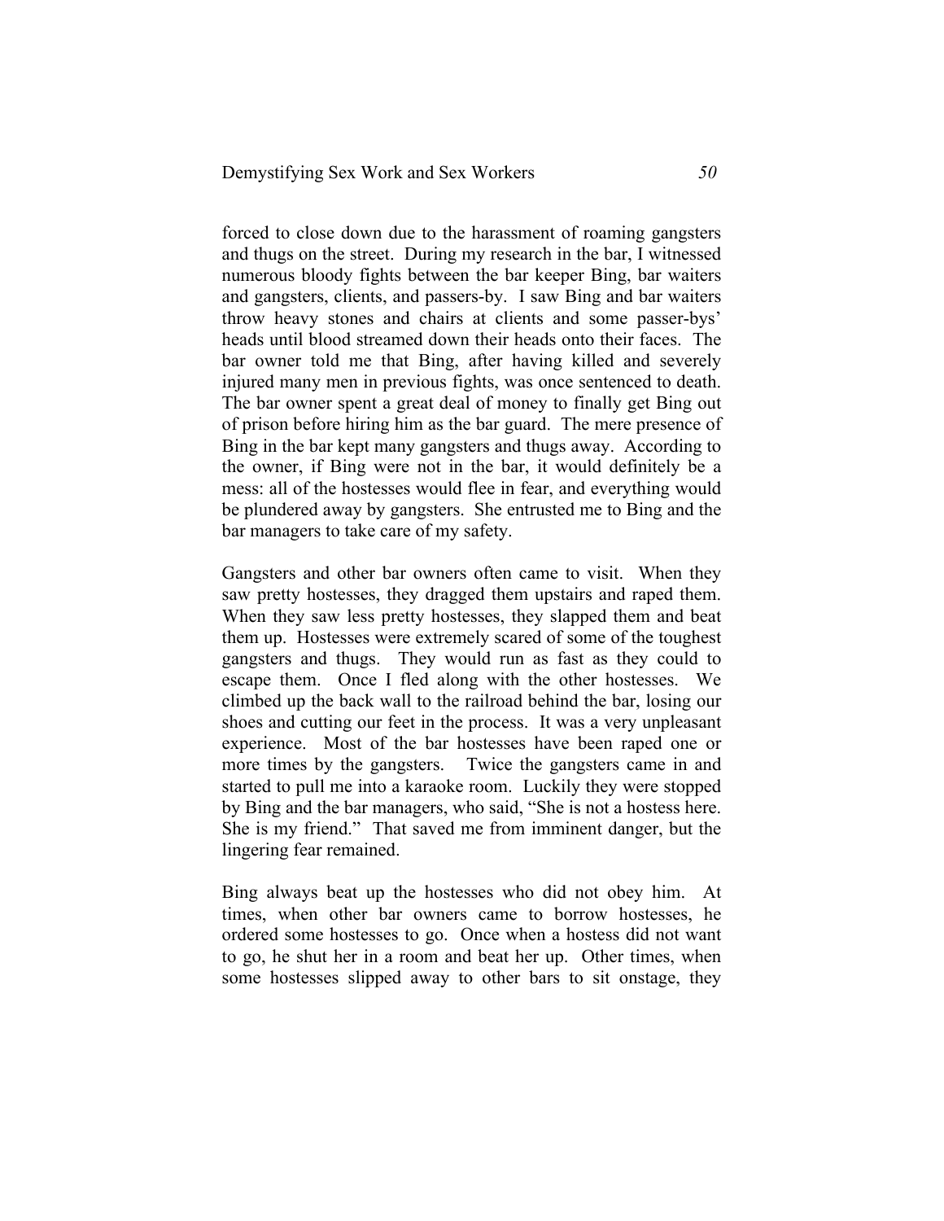forced to close down due to the harassment of roaming gangsters and thugs on the street. During my research in the bar, I witnessed numerous bloody fights between the bar keeper Bing, bar waiters and gangsters, clients, and passers-by. I saw Bing and bar waiters throw heavy stones and chairs at clients and some passer-bys' heads until blood streamed down their heads onto their faces. The bar owner told me that Bing, after having killed and severely injured many men in previous fights, was once sentenced to death. The bar owner spent a great deal of money to finally get Bing out of prison before hiring him as the bar guard. The mere presence of Bing in the bar kept many gangsters and thugs away. According to the owner, if Bing were not in the bar, it would definitely be a mess: all of the hostesses would flee in fear, and everything would be plundered away by gangsters. She entrusted me to Bing and the bar managers to take care of my safety.

Gangsters and other bar owners often came to visit. When they saw pretty hostesses, they dragged them upstairs and raped them. When they saw less pretty hostesses, they slapped them and beat them up. Hostesses were extremely scared of some of the toughest gangsters and thugs. They would run as fast as they could to escape them. Once I fled along with the other hostesses. We climbed up the back wall to the railroad behind the bar, losing our shoes and cutting our feet in the process. It was a very unpleasant experience. Most of the bar hostesses have been raped one or more times by the gangsters. Twice the gangsters came in and started to pull me into a karaoke room. Luckily they were stopped by Bing and the bar managers, who said, "She is not a hostess here. She is my friend." That saved me from imminent danger, but the lingering fear remained.

Bing always beat up the hostesses who did not obey him. At times, when other bar owners came to borrow hostesses, he ordered some hostesses to go. Once when a hostess did not want to go, he shut her in a room and beat her up. Other times, when some hostesses slipped away to other bars to sit onstage, they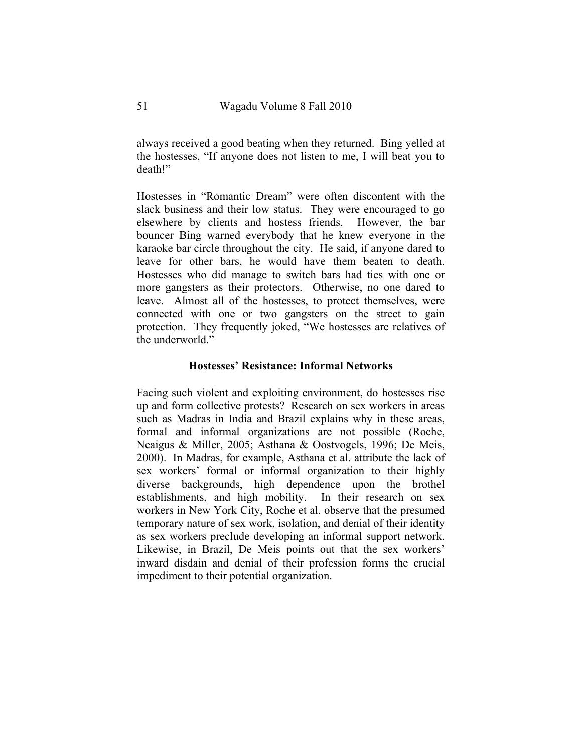always received a good beating when they returned. Bing yelled at the hostesses, "If anyone does not listen to me, I will beat you to death!"

Hostesses in "Romantic Dream" were often discontent with the slack business and their low status. They were encouraged to go elsewhere by clients and hostess friends. However, the bar bouncer Bing warned everybody that he knew everyone in the karaoke bar circle throughout the city. He said, if anyone dared to leave for other bars, he would have them beaten to death. Hostesses who did manage to switch bars had ties with one or more gangsters as their protectors. Otherwise, no one dared to leave. Almost all of the hostesses, to protect themselves, were connected with one or two gangsters on the street to gain protection. They frequently joked, "We hostesses are relatives of the underworld."

### Hostesses' Resistance: Informal Networks

Facing such violent and exploiting environment, do hostesses rise up and form collective protests? Research on sex workers in areas such as Madras in India and Brazil explains why in these areas, formal and informal organizations are not possible (Roche, Neaigus & Miller, 2005; Asthana & Oostvogels, 1996; De Meis, 2000). In Madras, for example, Asthana et al. attribute the lack of sex workers' formal or informal organization to their highly diverse backgrounds, high dependence upon the brothel establishments, and high mobility. In their research on sex workers in New York City, Roche et al. observe that the presumed temporary nature of sex work, isolation, and denial of their identity as sex workers preclude developing an informal support network. Likewise, in Brazil, De Meis points out that the sex workers' inward disdain and denial of their profession forms the crucial impediment to their potential organization.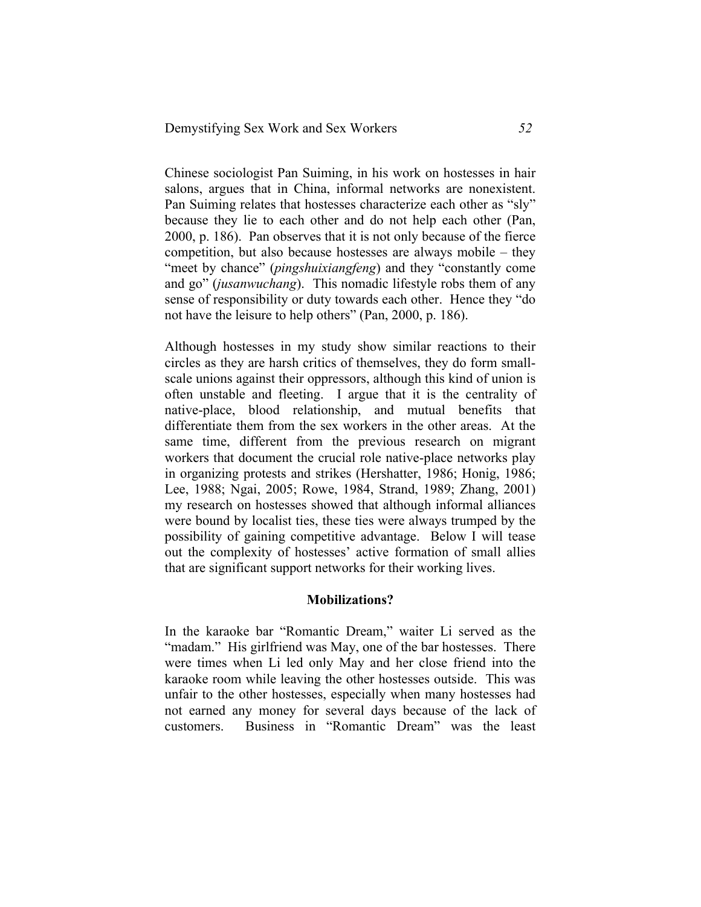Chinese sociologist Pan Suiming, in his work on hostesses in hair salons, argues that in China, informal networks are nonexistent. Pan Suiming relates that hostesses characterize each other as "sly" because they lie to each other and do not help each other (Pan, 2000, p. 186). Pan observes that it is not only because of the fierce competition, but also because hostesses are always mobile – they "meet by chance" (*pingshuixiangfeng*) and they "constantly come and go" (*jusanwuchang*). This nomadic lifestyle robs them of any sense of responsibility or duty towards each other. Hence they "do not have the leisure to help others" (Pan, 2000, p. 186).

Although hostesses in my study show similar reactions to their circles as they are harsh critics of themselves, they do form small-scale unions against their oppressors, although this kind of union is often unstable and fleeting. I argue that it is the centrality of native-place, blood relationship, and mutual benefits that differentiate them from the sex workers in the other areas. At the same time, different from the previous research on migrant workers that document the crucial role native-place networks play in organizing protests and strikes (Hershatter, 1986; Honig, 1986; Lee, 1988; Ngai, 2005; Rowe, 1984, Strand, 1989; Zhang, 2001) my research on hostesses showed that although informal alliances were bound by localist ties, these ties were always trumped by the possibility of gaining competitive advantage. Below I will tease out the complexity of hostesses' active formation of small allies that are significant support networks for their working lives.

### Mobilizations?

In the karaoke bar "Romantic Dream," waiter Li served as the "madam." His girlfriend was May, one of the bar hostesses. There were times when Li led only May and her close friend into the karaoke room while leaving the other hostesses outside. This was unfair to the other hostesses, especially when many hostesses had not earned any money for several days because of the lack of customers. Business in "Romantic Dream" was the least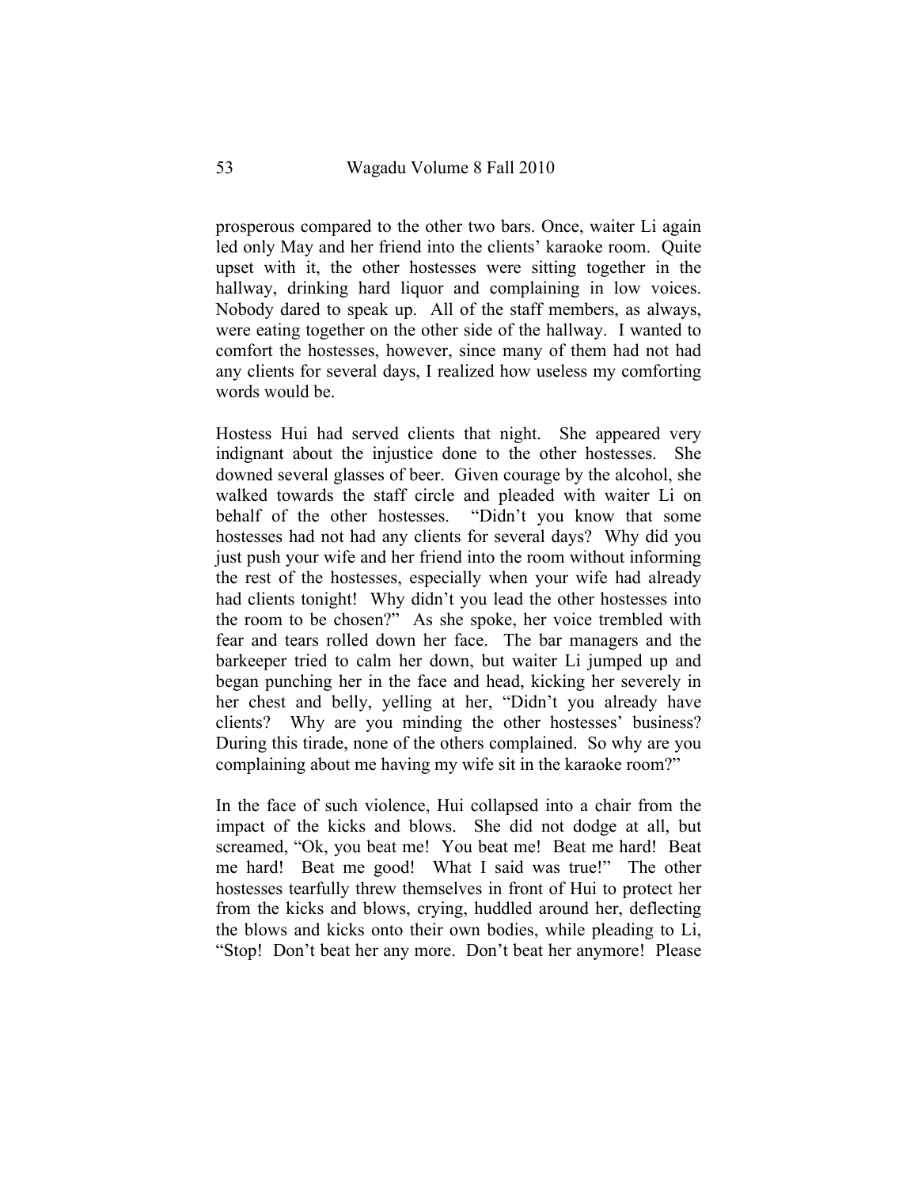prosperous compared to the other two bars. Once, waiter Li again led only May and her friend into the clients' karaoke room. Quite upset with it, the other hostesses were sitting together in the hallway, drinking hard liquor and complaining in low voices. Nobody dared to speak up. All of the staff members, as always, were eating together on the other side of the hallway. I wanted to comfort the hostesses, however, since many of them had not had any clients for several days, I realized how useless my comforting words would be.

Hostess Hui had served clients that night. She appeared very indignant about the injustice done to the other hostesses. She downed several glasses of beer. Given courage by the alcohol, she walked towards the staff circle and pleaded with waiter Li on behalf of the other hostesses. "Didn't you know that some hostesses had not had any clients for several days? Why did you just push your wife and her friend into the room without informing the rest of the hostesses, especially when your wife had already had clients tonight! Why didn't you lead the other hostesses into the room to be chosen?" As she spoke, her voice trembled with fear and tears rolled down her face. The bar managers and the barkeeper tried to calm her down, but waiter Li jumped up and began punching her in the face and head, kicking her severely in her chest and belly, yelling at her, "Didn't you already have clients? Why are you minding the other hostesses' business? During this tirade, none of the others complained. So why are you complaining about me having my wife sit in the karaoke room?"

In the face of such violence, Hui collapsed into a chair from the impact of the kicks and blows. She did not dodge at all, but screamed, "Ok, you beat me! You beat me! Beat me hard! Beat me hard! Beat me good! What I said was true!" The other hostesses tearfully threw themselves in front of Hui to protect her from the kicks and blows, crying, huddled around her, deflecting the blows and kicks onto their own bodies, while pleading to Li, "Stop! Don't beat her any more. Don't beat her anymore! Please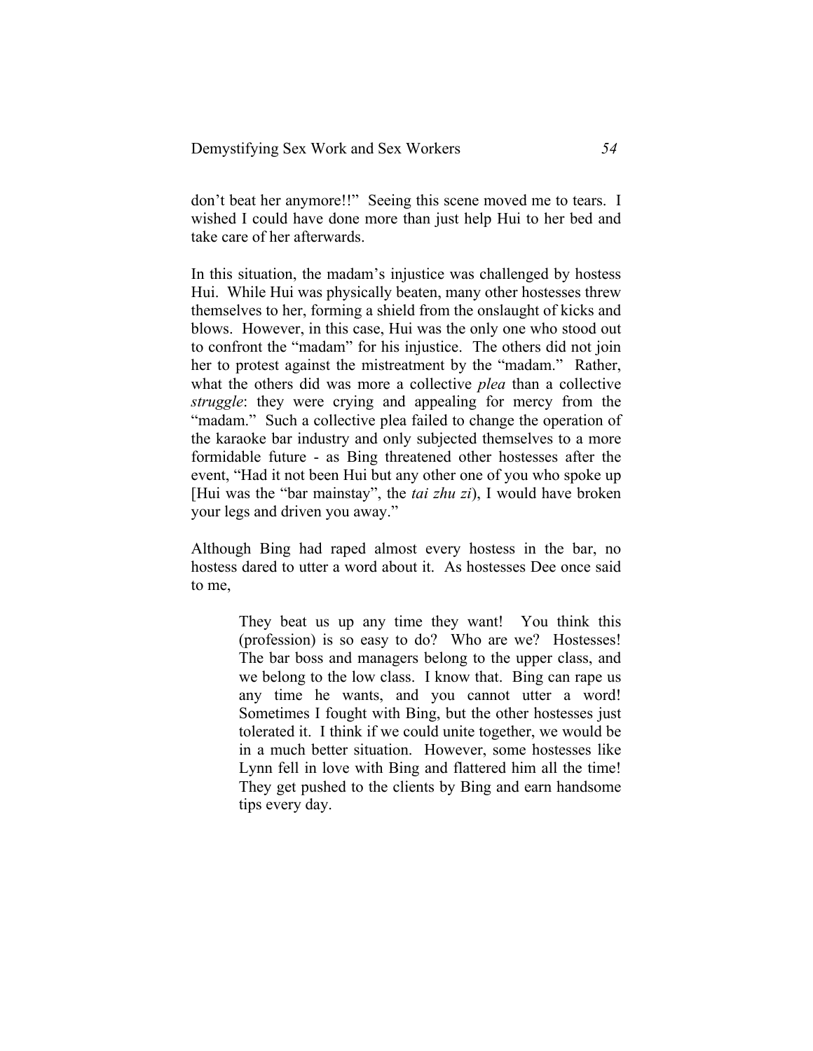don't beat her anymore!!" Seeing this scene moved me to tears. I wished I could have done more than just help Hui to her bed and take care of her afterwards.

In this situation, the madam's injustice was challenged by hostess Hui. While Hui was physically beaten, many other hostesses threw themselves to her, forming a shield from the onslaught of kicks and blows. However, in this case, Hui was the only one who stood out to confront the "madam" for his injustice. The others did not join her to protest against the mistreatment by the "madam." Rather, what the others did was more a collective *plea* than a collective *struggle*: they were crying and appealing for mercy from the "madam." Such a collective plea failed to change the operation of the karaoke bar industry and only subjected themselves to a more formidable future - as Bing threatened other hostesses after the event, "Had it not been Hui but any other one of you who spoke up [Hui was the "bar mainstay", the *tai zhu zi*), I would have broken your legs and driven you away."

Although Bing had raped almost every hostess in the bar, no hostess dared to utter a word about it. As hostesses Dee once said to me,

> They beat us up any time they want! You think this (profession) is so easy to do? Who are we? Hostesses! The bar boss and managers belong to the upper class, and we belong to the low class. I know that. Bing can rape us any time he wants, and you cannot utter a word! Sometimes I fought with Bing, but the other hostesses just tolerated it. I think if we could unite together, we would be in a much better situation. However, some hostesses like Lynn fell in love with Bing and flattered him all the time! They get pushed to the clients by Bing and earn handsome tips every day.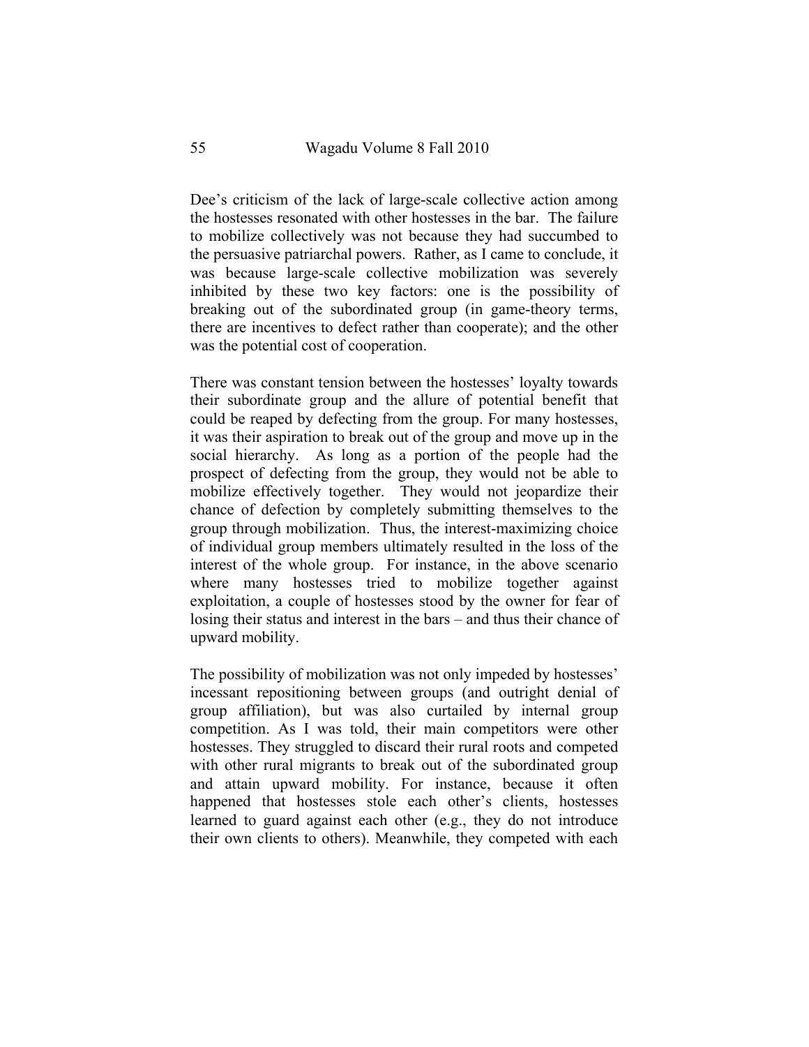Dee's criticism of the lack of large-scale collective action among the hostesses resonated with other hostesses in the bar. The failure to mobilize collectively was not because they had succumbed to the persuasive patriarchal powers. Rather, as I came to conclude, it was because large-scale collective mobilization was severely inhibited by these two key factors: one is the possibility of breaking out of the subordinated group (in game-theory terms, there are incentives to defect rather than cooperate); and the other was the potential cost of cooperation.

There was constant tension between the hostesses' loyalty towards their subordinate group and the allure of potential benefit that could be reaped by defecting from the group. For many hostesses, it was their aspiration to break out of the group and move up in the social hierarchy. As long as a portion of the people had the prospect of defecting from the group, they would not be able to mobilize effectively together. They would not jeopardize their chance of defection by completely submitting themselves to the group through mobilization. Thus, the interest-maximizing choice of individual group members ultimately resulted in the loss of the interest of the whole group. For instance, in the above scenario where many hostesses tried to mobilize together against exploitation, a couple of hostesses stood by the owner for fear of losing their status and interest in the bars – and thus their chance of upward mobility.

The possibility of mobilization was not only impeded by hostesses' incessant repositioning between groups (and outright denial of group affiliation), but was also curtailed by internal group competition. As I was told, their main competitors were other hostesses. They struggled to discard their rural roots and competed with other rural migrants to break out of the subordinated group and attain upward mobility. For instance, because it often happened that hostesses stole each other's clients, hostesses learned to guard against each other (e.g., they do not introduce their own clients to others). Meanwhile, they competed with each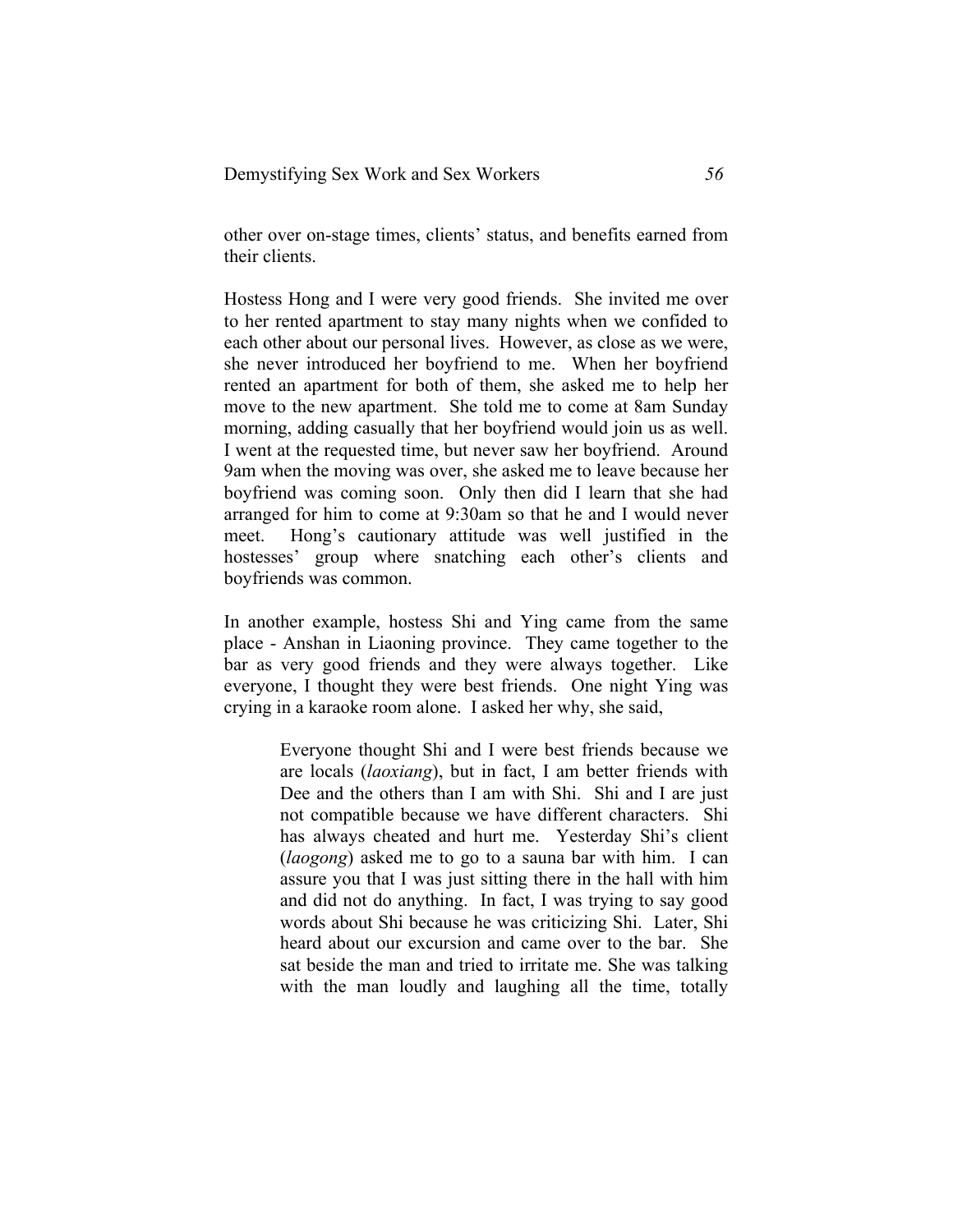other over on-stage times, clients' status, and benefits earned from their clients.

Hostess Hong and I were very good friends. She invited me over to her rented apartment to stay many nights when we confided to each other about our personal lives. However, as close as we were, she never introduced her boyfriend to me. When her boyfriend rented an apartment for both of them, she asked me to help her move to the new apartment. She told me to come at 8am Sunday morning, adding casually that her boyfriend would join us as well. I went at the requested time, but never saw her boyfriend. Around 9am when the moving was over, she asked me to leave because her boyfriend was coming soon. Only then did I learn that she had arranged for him to come at 9:30am so that he and I would never meet. Hong's cautionary attitude was well justified in the hostesses' group where snatching each other's clients and boyfriends was common.

In another example, hostess Shi and Ying came from the same place - Anshan in Liaoning province. They came together to the bar as very good friends and they were always together. Like everyone, I thought they were best friends. One night Ying was crying in a karaoke room alone. I asked her why, she said,

> Everyone thought Shi and I were best friends because we are locals (*laoxiang*), but in fact, I am better friends with Dee and the others than I am with Shi. Shi and I are just not compatible because we have different characters. Shi has always cheated and hurt me. Yesterday Shi's client (*laogong*) asked me to go to a sauna bar with him. I can assure you that I was just sitting there in the hall with him and did not do anything. In fact, I was trying to say good words about Shi because he was criticizing Shi. Later, Shi heard about our excursion and came over to the bar. She sat beside the man and tried to irritate me. She was talking with the man loudly and laughing all the time, totally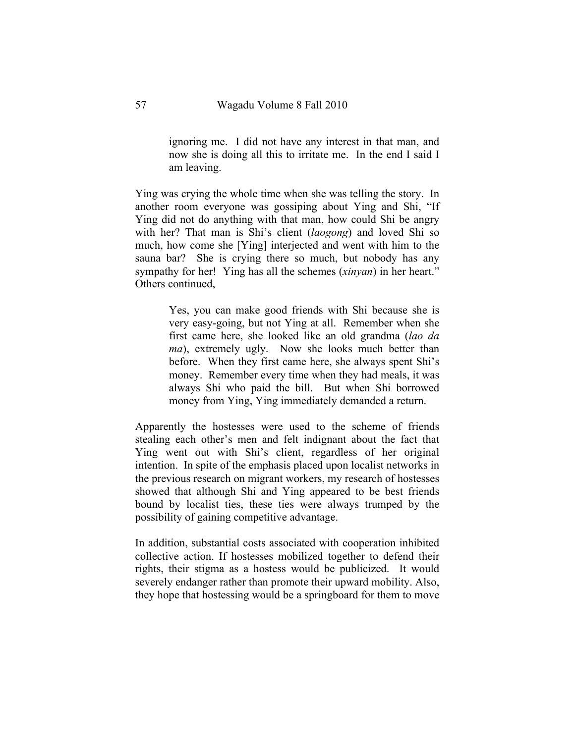> ignoring me. I did not have any interest in that man, and now she is doing all this to irritate me. In the end I said I am leaving.

Ying was crying the whole time when she was telling the story. In another room everyone was gossiping about Ying and Shi, "If Ying did not do anything with that man, how could Shi be angry with her? That man is Shi's client (*laogong*) and loved Shi so much, how come she [Ying] interjected and went with him to the sauna bar? She is crying there so much, but nobody has any sympathy for her! Ying has all the schemes (*xinyan*) in her heart." Others continued,

> Yes, you can make good friends with Shi because she is very easy-going, but not Ying at all. Remember when she first came here, she looked like an old grandma (*lao da ma*), extremely ugly. Now she looks much better than before. When they first came here, she always spent Shi's money. Remember every time when they had meals, it was always Shi who paid the bill. But when Shi borrowed money from Ying, Ying immediately demanded a return.

Apparently the hostesses were used to the scheme of friends stealing each other's men and felt indignant about the fact that Ying went out with Shi's client, regardless of her original intention. In spite of the emphasis placed upon localist networks in the previous research on migrant workers, my research of hostesses showed that although Shi and Ying appeared to be best friends bound by localist ties, these ties were always trumped by the possibility of gaining competitive advantage.

In addition, substantial costs associated with cooperation inhibited collective action. If hostesses mobilized together to defend their rights, their stigma as a hostess would be publicized. It would severely endanger rather than promote their upward mobility. Also, they hope that hostessing would be a springboard for them to move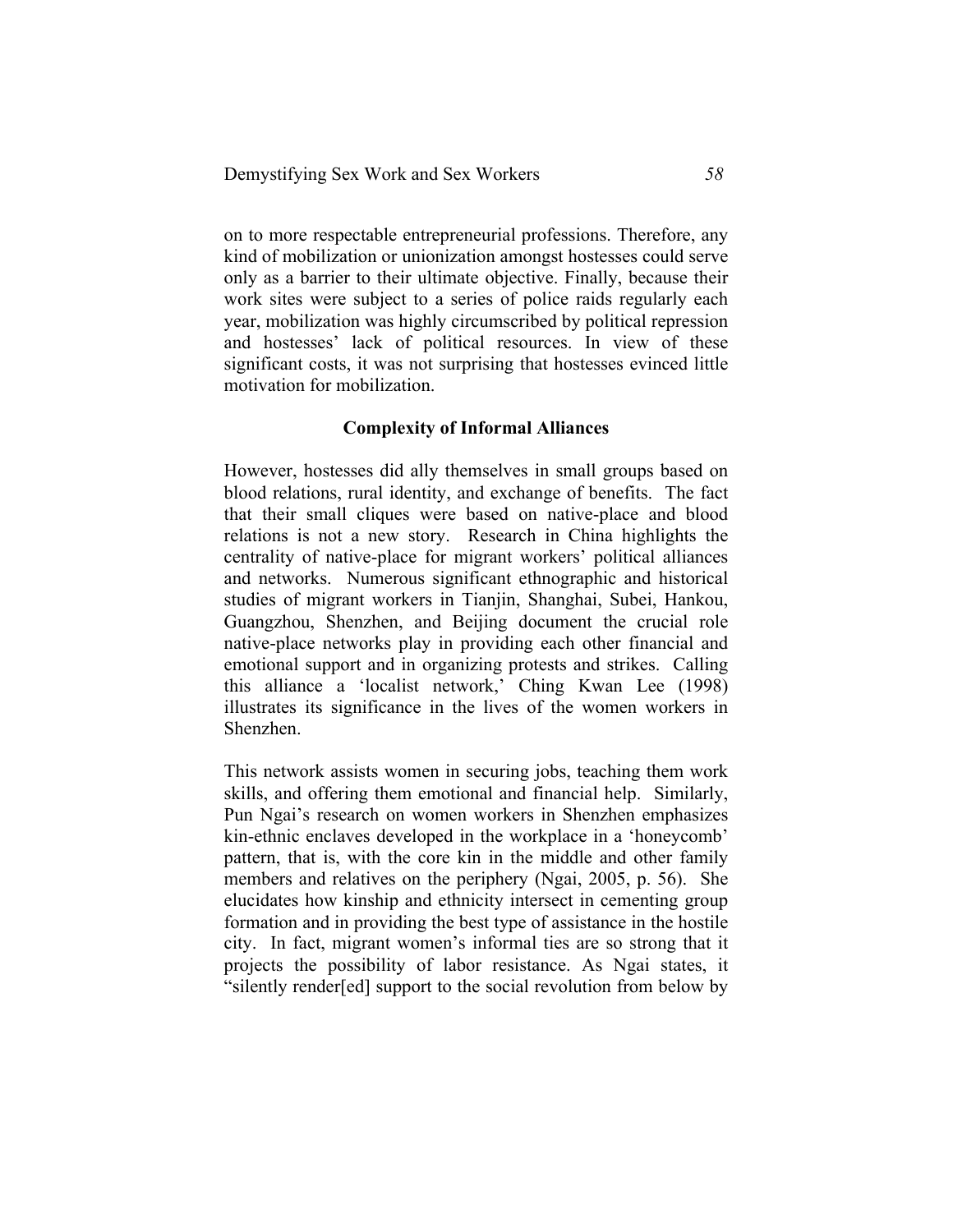on to more respectable entrepreneurial professions. Therefore, any kind of mobilization or unionization amongst hostesses could serve only as a barrier to their ultimate objective. Finally, because their work sites were subject to a series of police raids regularly each year, mobilization was highly circumscribed by political repression and hostesses' lack of political resources. In view of these significant costs, it was not surprising that hostesses evinced little motivation for mobilization.

### Complexity of Informal Alliances

However, hostesses did ally themselves in small groups based on blood relations, rural identity, and exchange of benefits. The fact that their small cliques were based on native-place and blood relations is not a new story. Research in China highlights the centrality of native-place for migrant workers' political alliances and networks. Numerous significant ethnographic and historical studies of migrant workers in Tianjin, Shanghai, Subei, Hankou, Guangzhou, Shenzhen, and Beijing document the crucial role native-place networks play in providing each other financial and emotional support and in organizing protests and strikes. Calling this alliance a 'localist network,' Ching Kwan Lee (1998) illustrates its significance in the lives of the women workers in Shenzhen.

This network assists women in securing jobs, teaching them work skills, and offering them emotional and financial help. Similarly, Pun Ngai's research on women workers in Shenzhen emphasizes kin-ethnic enclaves developed in the workplace in a 'honeycomb' pattern, that is, with the core kin in the middle and other family members and relatives on the periphery (Ngai, 2005, p. 56). She elucidates how kinship and ethnicity intersect in cementing group formation and in providing the best type of assistance in the hostile city. In fact, migrant women's informal ties are so strong that it projects the possibility of labor resistance. As Ngai states, it "silently render[ed] support to the social revolution from below by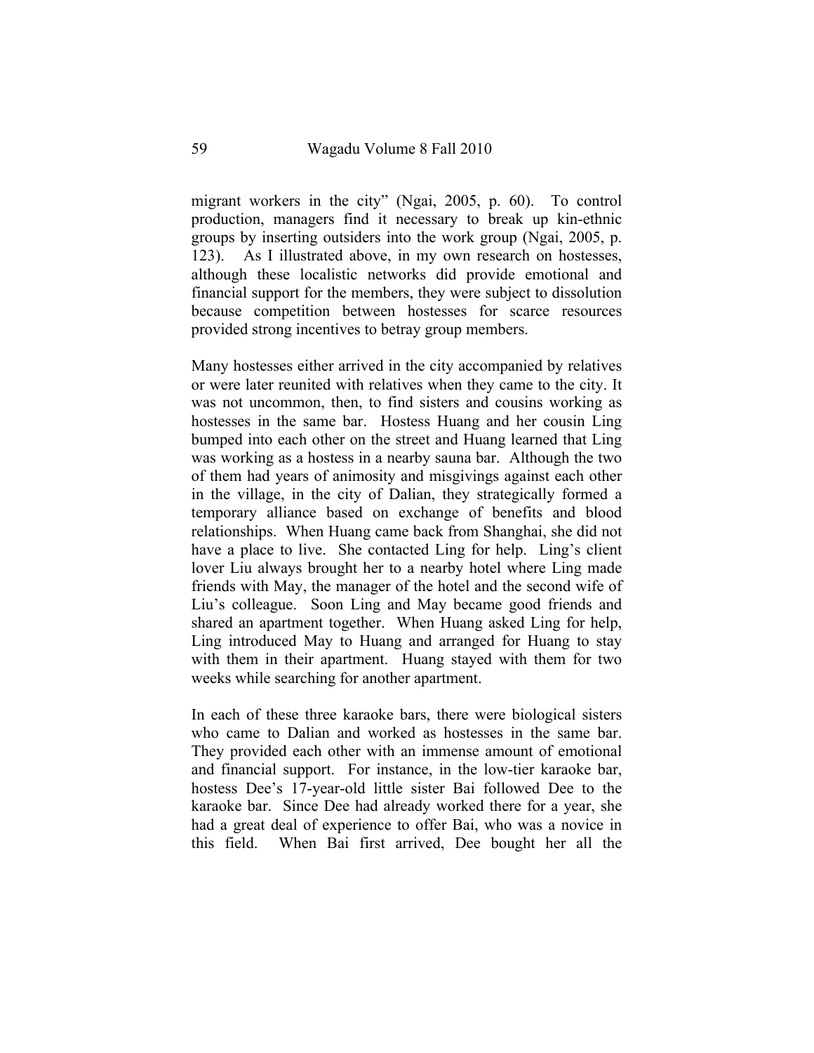migrant workers in the city" (Ngai, 2005, p. 60). To control production, managers find it necessary to break up kin-ethnic groups by inserting outsiders into the work group (Ngai, 2005, p. 123). As I illustrated above, in my own research on hostesses, although these localistic networks did provide emotional and financial support for the members, they were subject to dissolution because competition between hostesses for scarce resources provided strong incentives to betray group members.

Many hostesses either arrived in the city accompanied by relatives or were later reunited with relatives when they came to the city. It was not uncommon, then, to find sisters and cousins working as hostesses in the same bar. Hostess Huang and her cousin Ling bumped into each other on the street and Huang learned that Ling was working as a hostess in a nearby sauna bar. Although the two of them had years of animosity and misgivings against each other in the village, in the city of Dalian, they strategically formed a temporary alliance based on exchange of benefits and blood relationships. When Huang came back from Shanghai, she did not have a place to live. She contacted Ling for help. Ling's client lover Liu always brought her to a nearby hotel where Ling made friends with May, the manager of the hotel and the second wife of Liu's colleague. Soon Ling and May became good friends and shared an apartment together. When Huang asked Ling for help, Ling introduced May to Huang and arranged for Huang to stay with them in their apartment. Huang stayed with them for two weeks while searching for another apartment.

In each of these three karaoke bars, there were biological sisters who came to Dalian and worked as hostesses in the same bar. They provided each other with an immense amount of emotional and financial support. For instance, in the low-tier karaoke bar, hostess Dee's 17-year-old little sister Bai followed Dee to the karaoke bar. Since Dee had already worked there for a year, she had a great deal of experience to offer Bai, who was a novice in this field. When Bai first arrived, Dee bought her all the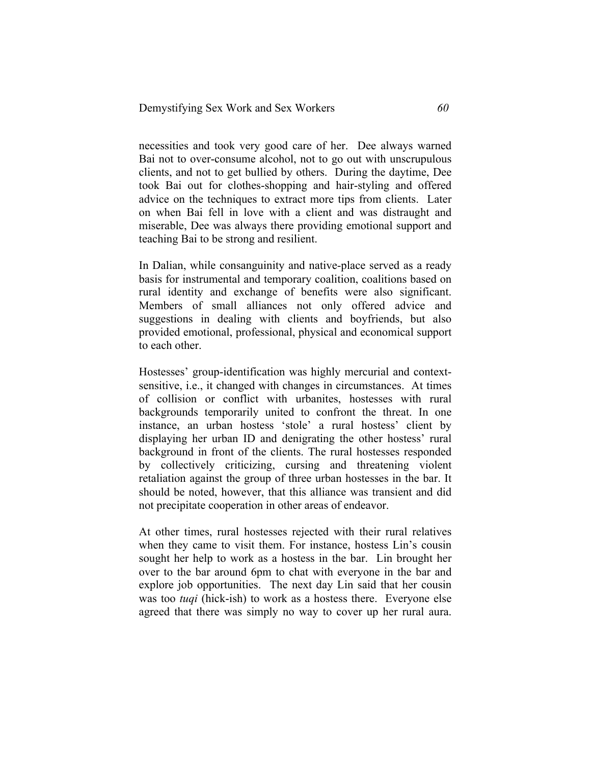necessities and took very good care of her. Dee always warned Bai not to over-consume alcohol, not to go out with unscrupulous clients, and not to get bullied by others. During the daytime, Dee took Bai out for clothes-shopping and hair-styling and offered advice on the techniques to extract more tips from clients. Later on when Bai fell in love with a client and was distraught and miserable, Dee was always there providing emotional support and teaching Bai to be strong and resilient.

In Dalian, while consanguinity and native-place served as a ready basis for instrumental and temporary coalition, coalitions based on rural identity and exchange of benefits were also significant. Members of small alliances not only offered advice and suggestions in dealing with clients and boyfriends, but also provided emotional, professional, physical and economical support to each other.

Hostesses' group-identification was highly mercurial and context-sensitive, i.e., it changed with changes in circumstances. At times of collision or conflict with urbanites, hostesses with rural backgrounds temporarily united to confront the threat. In one instance, an urban hostess 'stole' a rural hostess' client by displaying her urban ID and denigrating the other hostess' rural background in front of the clients. The rural hostesses responded by collectively criticizing, cursing and threatening violent retaliation against the group of three urban hostesses in the bar. It should be noted, however, that this alliance was transient and did not precipitate cooperation in other areas of endeavor.

At other times, rural hostesses rejected with their rural relatives when they came to visit them. For instance, hostess Lin's cousin sought her help to work as a hostess in the bar. Lin brought her over to the bar around 6pm to chat with everyone in the bar and explore job opportunities. The next day Lin said that her cousin was too *tuqi* (hick-ish) to work as a hostess there. Everyone else agreed that there was simply no way to cover up her rural aura.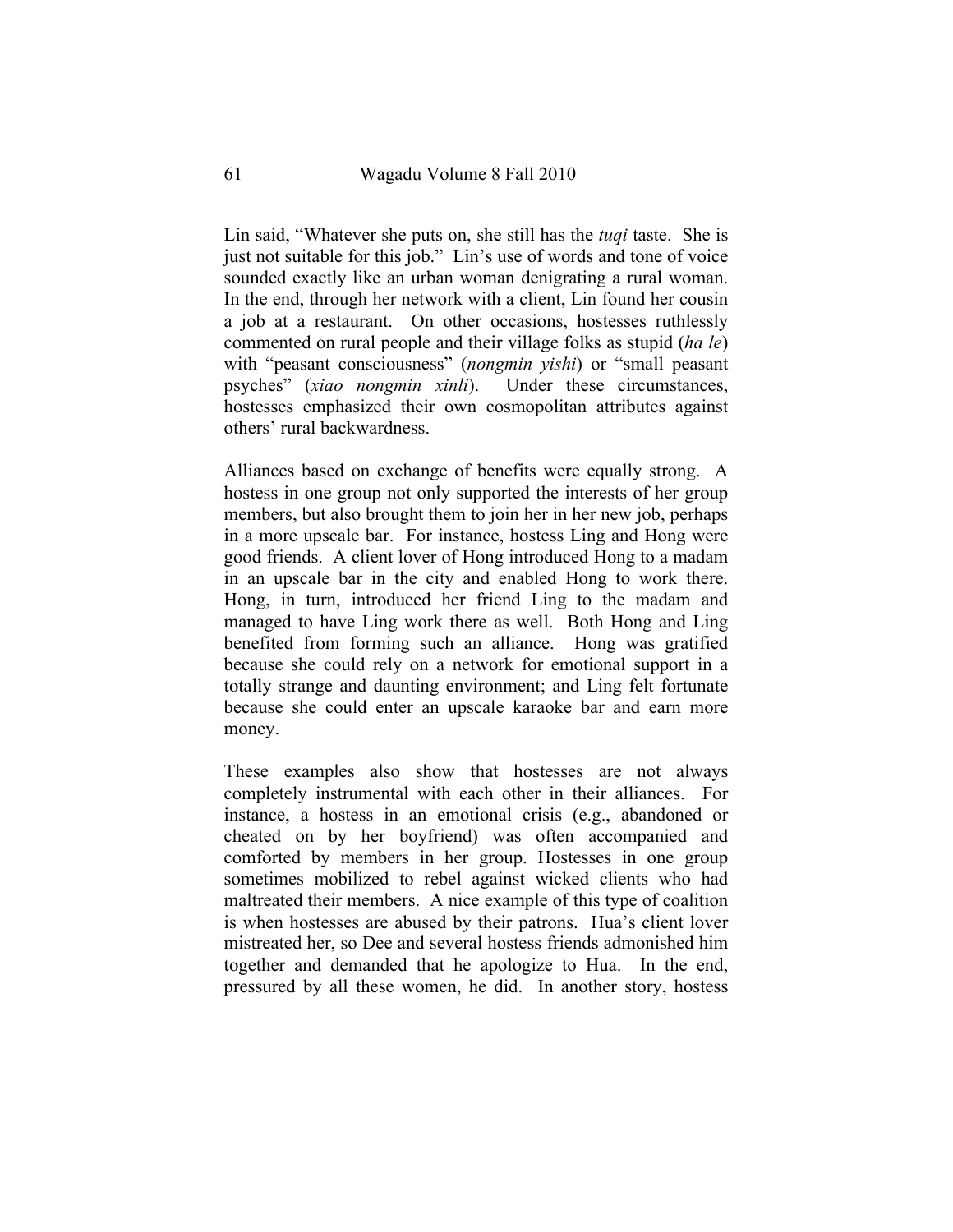Lin said, “Whatever she puts on, she still has the *tuqi* taste. She is just not suitable for this job.” Lin’s use of words and tone of voice sounded exactly like an urban woman denigrating a rural woman. In the end, through her network with a client, Lin found her cousin a job at a restaurant. On other occasions, hostesses ruthlessly commented on rural people and their village folks as stupid (*ha le*) with “peasant consciousness” (*nongmin yishi*) or “small peasant psyches” (*xiao nongmin xinli*). Under these circumstances, hostesses emphasized their own cosmopolitan attributes against others’ rural backwardness.

Alliances based on exchange of benefits were equally strong. A hostess in one group not only supported the interests of her group members, but also brought them to join her in her new job, perhaps in a more upscale bar. For instance, hostess Ling and Hong were good friends. A client lover of Hong introduced Hong to a madam in an upscale bar in the city and enabled Hong to work there. Hong, in turn, introduced her friend Ling to the madam and managed to have Ling work there as well. Both Hong and Ling benefited from forming such an alliance. Hong was gratified because she could rely on a network for emotional support in a totally strange and daunting environment; and Ling felt fortunate because she could enter an upscale karaoke bar and earn more money.

These examples also show that hostesses are not always completely instrumental with each other in their alliances. For instance, a hostess in an emotional crisis (e.g., abandoned or cheated on by her boyfriend) was often accompanied and comforted by members in her group. Hostesses in one group sometimes mobilized to rebel against wicked clients who had maltreated their members. A nice example of this type of coalition is when hostesses are abused by their patrons. Hua’s client lover mistreated her, so Dee and several hostess friends admonished him together and demanded that he apologize to Hua. In the end, pressured by all these women, he did. In another story, hostess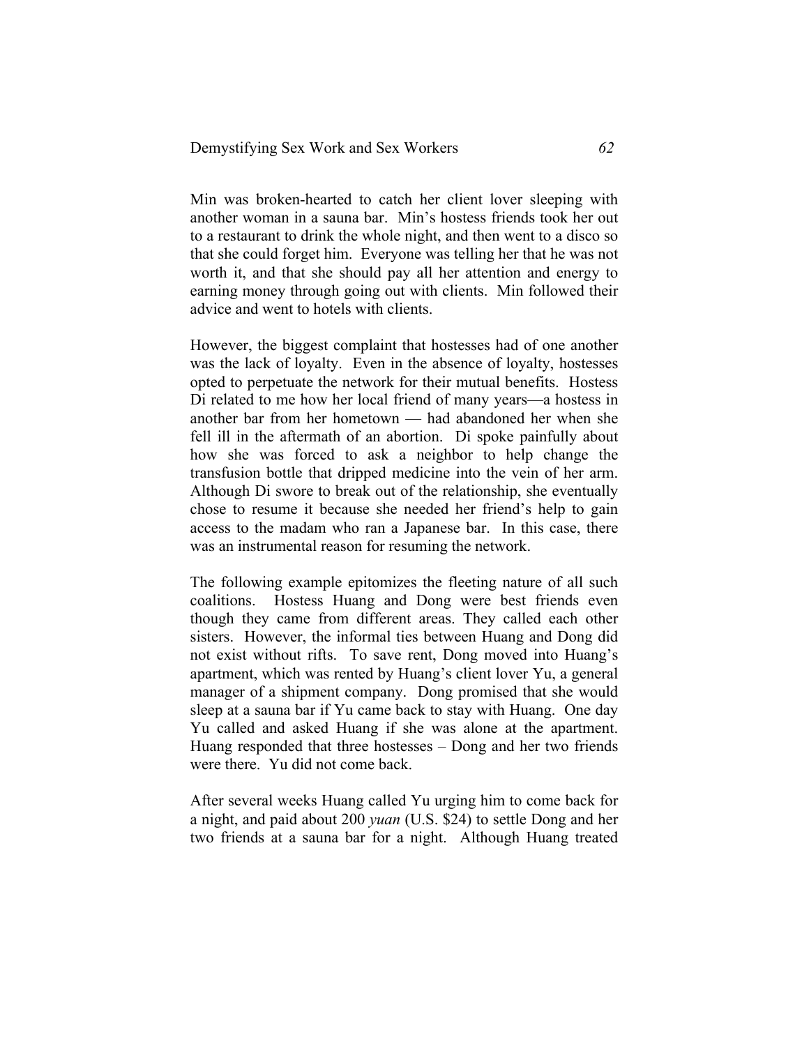Min was broken-hearted to catch her client lover sleeping with another woman in a sauna bar. Min's hostess friends took her out to a restaurant to drink the whole night, and then went to a disco so that she could forget him. Everyone was telling her that he was not worth it, and that she should pay all her attention and energy to earning money through going out with clients. Min followed their advice and went to hotels with clients.

However, the biggest complaint that hostesses had of one another was the lack of loyalty. Even in the absence of loyalty, hostesses opted to perpetuate the network for their mutual benefits. Hostess Di related to me how her local friend of many years—a hostess in another bar from her hometown — had abandoned her when she fell ill in the aftermath of an abortion. Di spoke painfully about how she was forced to ask a neighbor to help change the transfusion bottle that dripped medicine into the vein of her arm. Although Di swore to break out of the relationship, she eventually chose to resume it because she needed her friend's help to gain access to the madam who ran a Japanese bar. In this case, there was an instrumental reason for resuming the network.

The following example epitomizes the fleeting nature of all such coalitions. Hostess Huang and Dong were best friends even though they came from different areas. They called each other sisters. However, the informal ties between Huang and Dong did not exist without rifts. To save rent, Dong moved into Huang's apartment, which was rented by Huang's client lover Yu, a general manager of a shipment company. Dong promised that she would sleep at a sauna bar if Yu came back to stay with Huang. One day Yu called and asked Huang if she was alone at the apartment. Huang responded that three hostesses – Dong and her two friends were there. Yu did not come back.

After several weeks Huang called Yu urging him to come back for a night, and paid about 200 *yuan* (U.S. $24) to settle Dong and her two friends at a sauna bar for a night. Although Huang treated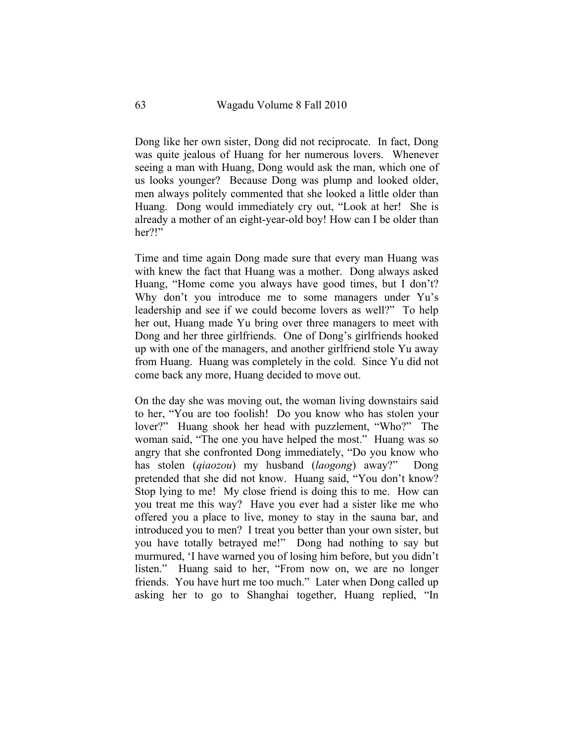Dong like her own sister, Dong did not reciprocate. In fact, Dong was quite jealous of Huang for her numerous lovers. Whenever seeing a man with Huang, Dong would ask the man, which one of us looks younger? Because Dong was plump and looked older, men always politely commented that she looked a little older than Huang. Dong would immediately cry out, "Look at her! She is already a mother of an eight-year-old boy! How can I be older than her?!"

Time and time again Dong made sure that every man Huang was with knew the fact that Huang was a mother. Dong always asked Huang, "Home come you always have good times, but I don't? Why don't you introduce me to some managers under Yu's leadership and see if we could become lovers as well?" To help her out, Huang made Yu bring over three managers to meet with Dong and her three girlfriends. One of Dong's girlfriends hooked up with one of the managers, and another girlfriend stole Yu away from Huang. Huang was completely in the cold. Since Yu did not come back any more, Huang decided to move out.

On the day she was moving out, the woman living downstairs said to her, "You are too foolish! Do you know who has stolen your lover?" Huang shook her head with puzzlement, "Who?" The woman said, "The one you have helped the most." Huang was so angry that she confronted Dong immediately, "Do you know who has stolen (*qiaozou*) my husband (*laogong*) away?" Dong pretended that she did not know. Huang said, "You don't know? Stop lying to me! My close friend is doing this to me. How can you treat me this way? Have you ever had a sister like me who offered you a place to live, money to stay in the sauna bar, and introduced you to men? I treat you better than your own sister, but you have totally betrayed me!" Dong had nothing to say but murmured, 'I have warned you of losing him before, but you didn't listen." Huang said to her, "From now on, we are no longer friends. You have hurt me too much." Later when Dong called up asking her to go to Shanghai together, Huang replied, "In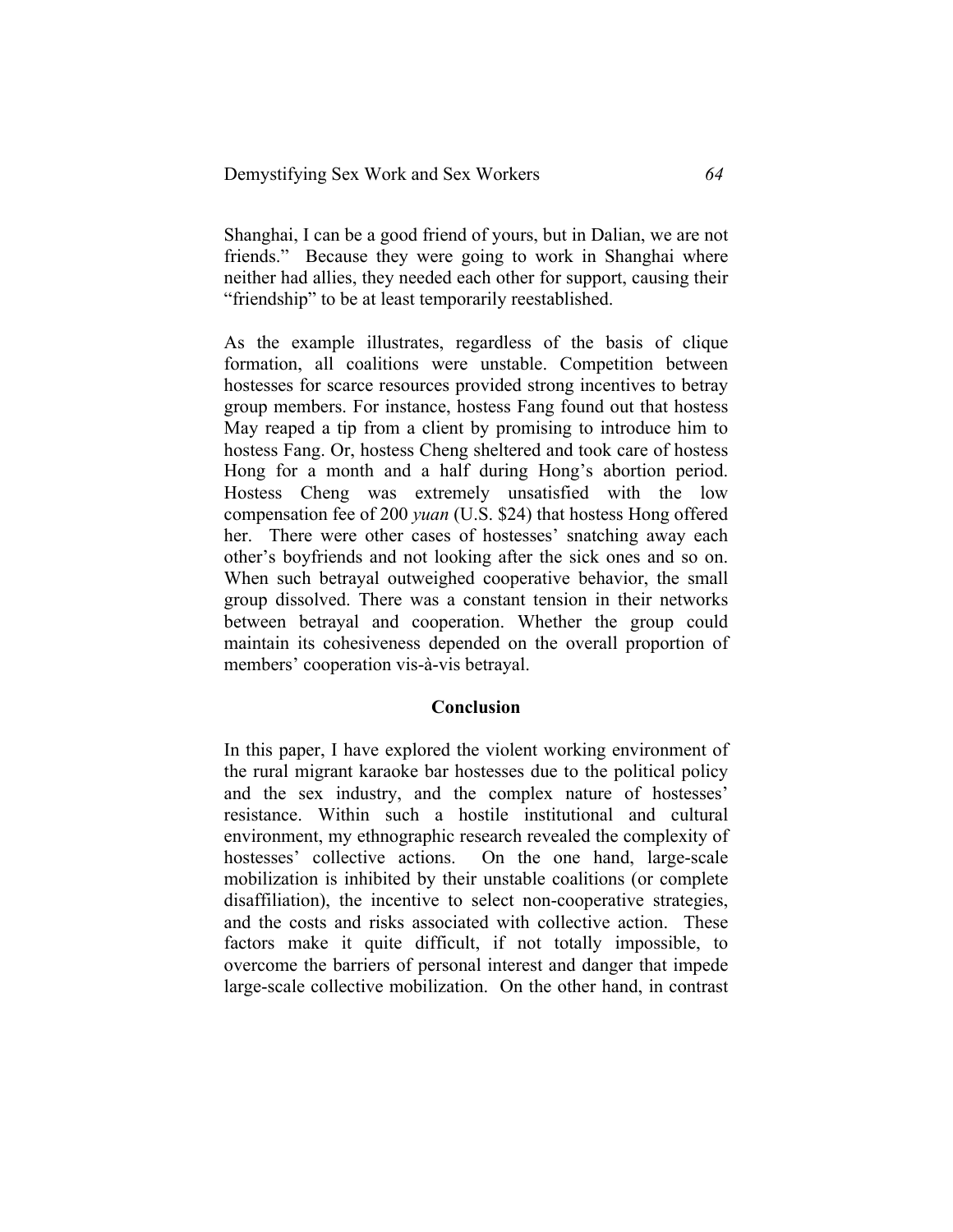Shanghai, I can be a good friend of yours, but in Dalian, we are not friends." Because they were going to work in Shanghai where neither had allies, they needed each other for support, causing their "friendship" to be at least temporarily reestablished.

As the example illustrates, regardless of the basis of clique formation, all coalitions were unstable. Competition between hostesses for scarce resources provided strong incentives to betray group members. For instance, hostess Fang found out that hostess May reaped a tip from a client by promising to introduce him to hostess Fang. Or, hostess Cheng sheltered and took care of hostess Hong for a month and a half during Hong's abortion period. Hostess Cheng was extremely unsatisfied with the low compensation fee of 200 *yuan* (U.S. $24) that hostess Hong offered her. There were other cases of hostesses' snatching away each other's boyfriends and not looking after the sick ones and so on. When such betrayal outweighed cooperative behavior, the small group dissolved. There was a constant tension in their networks between betrayal and cooperation. Whether the group could maintain its cohesiveness depended on the overall proportion of members' cooperation vis-à-vis betrayal.

## Conclusion

In this paper, I have explored the violent working environment of the rural migrant karaoke bar hostesses due to the political policy and the sex industry, and the complex nature of hostesses' resistance. Within such a hostile institutional and cultural environment, my ethnographic research revealed the complexity of hostesses' collective actions. On the one hand, large-scale mobilization is inhibited by their unstable coalitions (or complete disaffiliation), the incentive to select non-cooperative strategies, and the costs and risks associated with collective action. These factors make it quite difficult, if not totally impossible, to overcome the barriers of personal interest and danger that impede large-scale collective mobilization. On the other hand, in contrast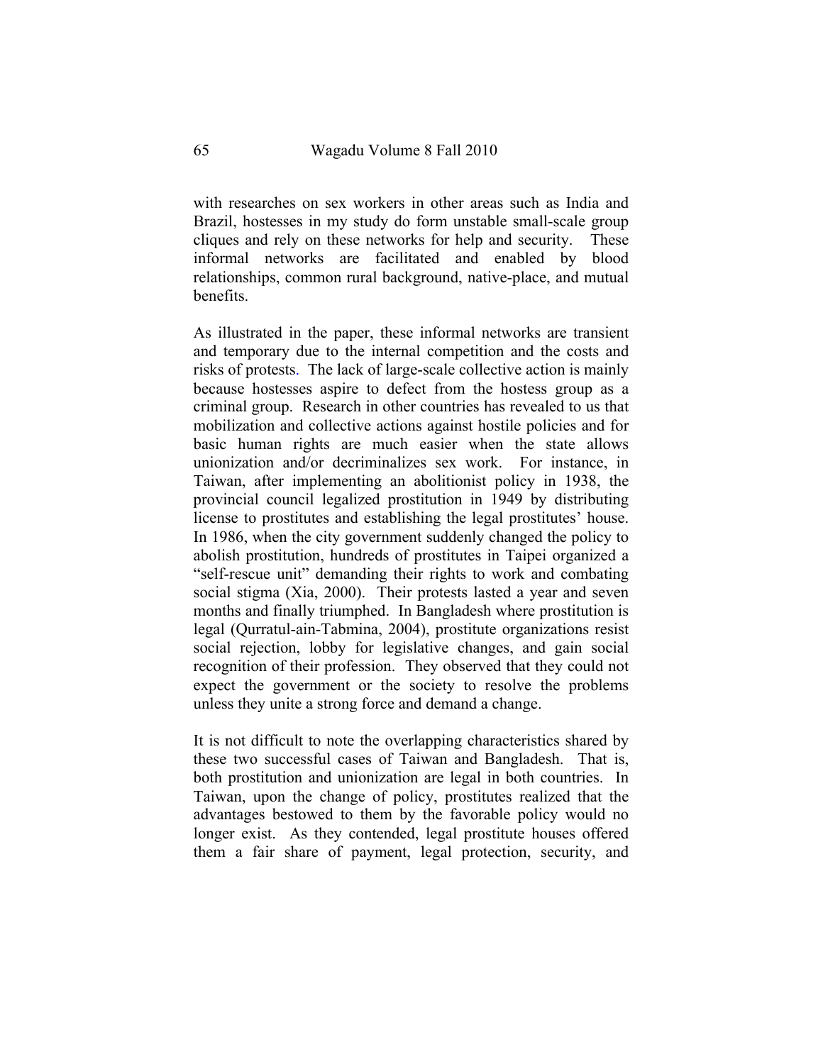with researches on sex workers in other areas such as India and Brazil, hostesses in my study do form unstable small-scale group cliques and rely on these networks for help and security. These informal networks are facilitated and enabled by blood relationships, common rural background, native-place, and mutual benefits.

As illustrated in the paper, these informal networks are transient and temporary due to the internal competition and the costs and risks of protests. The lack of large-scale collective action is mainly because hostesses aspire to defect from the hostess group as a criminal group. Research in other countries has revealed to us that mobilization and collective actions against hostile policies and for basic human rights are much easier when the state allows unionization and/or decriminalizes sex work. For instance, in Taiwan, after implementing an abolitionist policy in 1938, the provincial council legalized prostitution in 1949 by distributing license to prostitutes and establishing the legal prostitutes' house. In 1986, when the city government suddenly changed the policy to abolish prostitution, hundreds of prostitutes in Taipei organized a "self-rescue unit" demanding their rights to work and combating social stigma (Xia, 2000). Their protests lasted a year and seven months and finally triumphed. In Bangladesh where prostitution is legal (Qurratul-ain-Tabmina, 2004), prostitute organizations resist social rejection, lobby for legislative changes, and gain social recognition of their profession. They observed that they could not expect the government or the society to resolve the problems unless they unite a strong force and demand a change.

It is not difficult to note the overlapping characteristics shared by these two successful cases of Taiwan and Bangladesh. That is, both prostitution and unionization are legal in both countries. In Taiwan, upon the change of policy, prostitutes realized that the advantages bestowed to them by the favorable policy would no longer exist. As they contended, legal prostitute houses offered them a fair share of payment, legal protection, security, and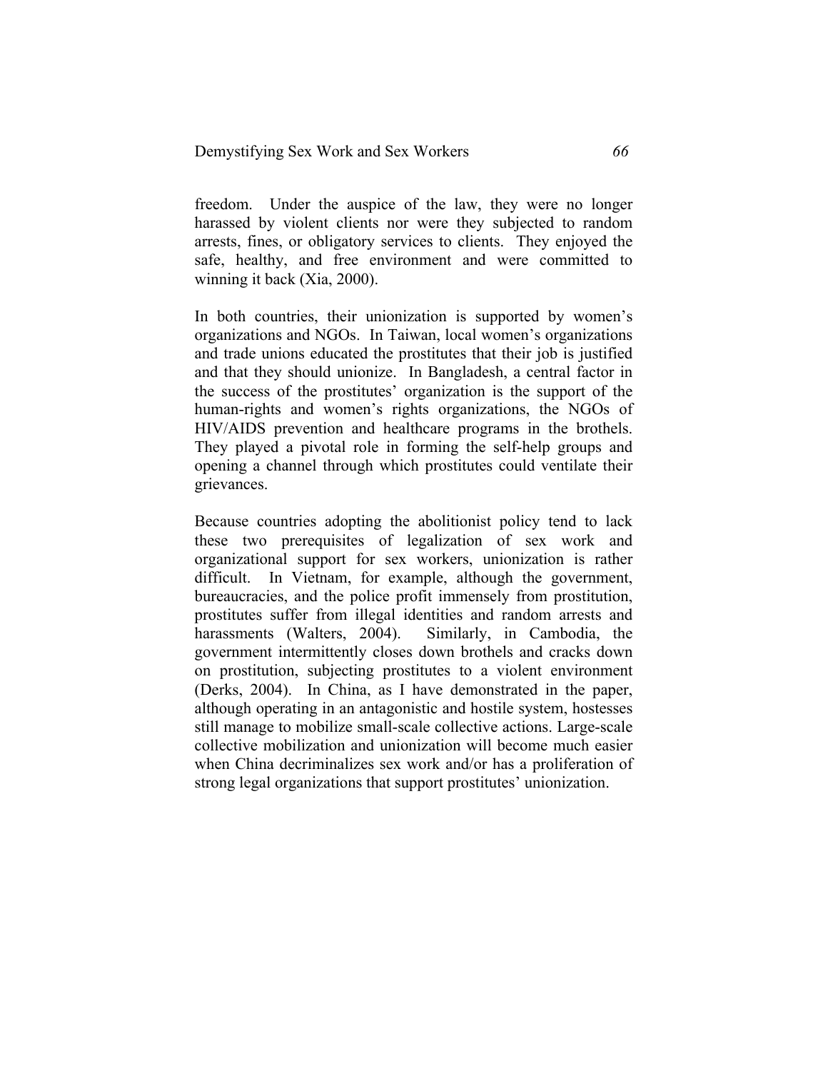freedom. Under the auspice of the law, they were no longer harassed by violent clients nor were they subjected to random arrests, fines, or obligatory services to clients. They enjoyed the safe, healthy, and free environment and were committed to winning it back (Xia, 2000).

In both countries, their unionization is supported by women's organizations and NGOs. In Taiwan, local women's organizations and trade unions educated the prostitutes that their job is justified and that they should unionize. In Bangladesh, a central factor in the success of the prostitutes' organization is the support of the human-rights and women's rights organizations, the NGOs of HIV/AIDS prevention and healthcare programs in the brothels. They played a pivotal role in forming the self-help groups and opening a channel through which prostitutes could ventilate their grievances.

Because countries adopting the abolitionist policy tend to lack these two prerequisites of legalization of sex work and organizational support for sex workers, unionization is rather difficult. In Vietnam, for example, although the government, bureaucracies, and the police profit immensely from prostitution, prostitutes suffer from illegal identities and random arrests and harassments (Walters, 2004). Similarly, in Cambodia, the government intermittently closes down brothels and cracks down on prostitution, subjecting prostitutes to a violent environment (Derks, 2004). In China, as I have demonstrated in the paper, although operating in an antagonistic and hostile system, hostesses still manage to mobilize small-scale collective actions. Large-scale collective mobilization and unionization will become much easier when China decriminalizes sex work and/or has a proliferation of strong legal organizations that support prostitutes' unionization.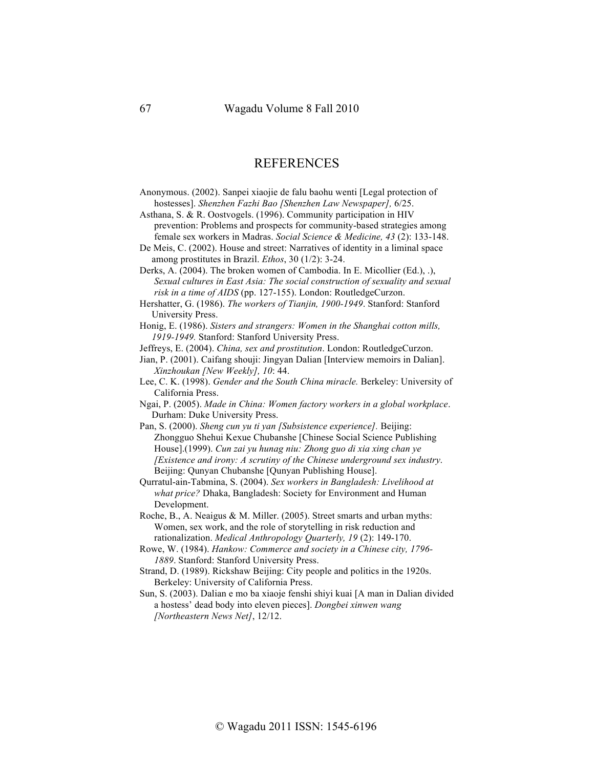# REFERENCES

Anonymous. (2002). Sanpei xiaojie de falu baohu wenti [Legal protection of hostesses]. *Shenzhen Fazhi Bao [Shenzhen Law Newspaper],* 6/25.

Asthana, S. & R. Oostvogels. (1996). Community participation in HIV prevention: Problems and prospects for community-based strategies among female sex workers in Madras. *Social Science & Medicine, 43* (2): 133-148.

De Meis, C. (2002). House and street: Narratives of identity in a liminal space among prostitutes in Brazil. *Ethos*, 30 (1/2): 3-24.

Derks, A. (2004). The broken women of Cambodia. In E. Micollier (Ed.), .), *Sexual cultures in East Asia: The social construction of sexuality and sexual risk in a time of AIDS* (pp. 127-155). London: RoutledgeCurzon.

Hershatter, G. (1986). *The workers of Tianjin, 1900-1949*. Stanford: Stanford University Press.

Honig, E. (1986). *Sisters and strangers: Women in the Shanghai cotton mills, 1919-1949.* Stanford: Stanford University Press.

Jeffreys, E. (2004). *China, sex and prostitution*. London: RoutledgeCurzon.

Jian, P. (2001). Caifang shouji: Jingyan Dalian [Interview memoirs in Dalian]. *Xinzhoukan [New Weekly], 10*: 44.

Lee, C. K. (1998). *Gender and the South China miracle.* Berkeley: University of California Press.

Ngai, P. (2005). *Made in China: Women factory workers in a global workplace*. Durham: Duke University Press.

Pan, S. (2000). *Sheng cun yu ti yan [Subsistence experience].* Beijing: Zhongguo Shehui Kexue Chubanshe [Chinese Social Science Publishing House].(1999). *Cun zai yu hunag niu: Zhong guo di xia xing chan ye [Existence and irony: A scrutiny of the Chinese underground sex industry*. Beijing: Qunyan Chubanshe [Qunyan Publishing House].

Qurratul-ain-Tabmina, S. (2004). *Sex workers in Bangladesh: Livelihood at what price?* Dhaka, Bangladesh: Society for Environment and Human Development.

Roche, B., A. Neaigus & M. Miller. (2005). Street smarts and urban myths: Women, sex work, and the role of storytelling in risk reduction and rationalization. *Medical Anthropology Quarterly, 19* (2): 149-170.

Rowe, W. (1984). *Hankow: Commerce and society in a Chinese city, 1796-1889*. Stanford: Stanford University Press.

Strand, D. (1989). Rickshaw Beijing: City people and politics in the 1920s. Berkeley: University of California Press.

Sun, S. (2003). Dalian e mo ba xiaoje fenshi shiyi kuai [A man in Dalian divided a hostess' dead body into eleven pieces]. *Dongbei xinwen wang [Northeastern News Net]*, 12/12.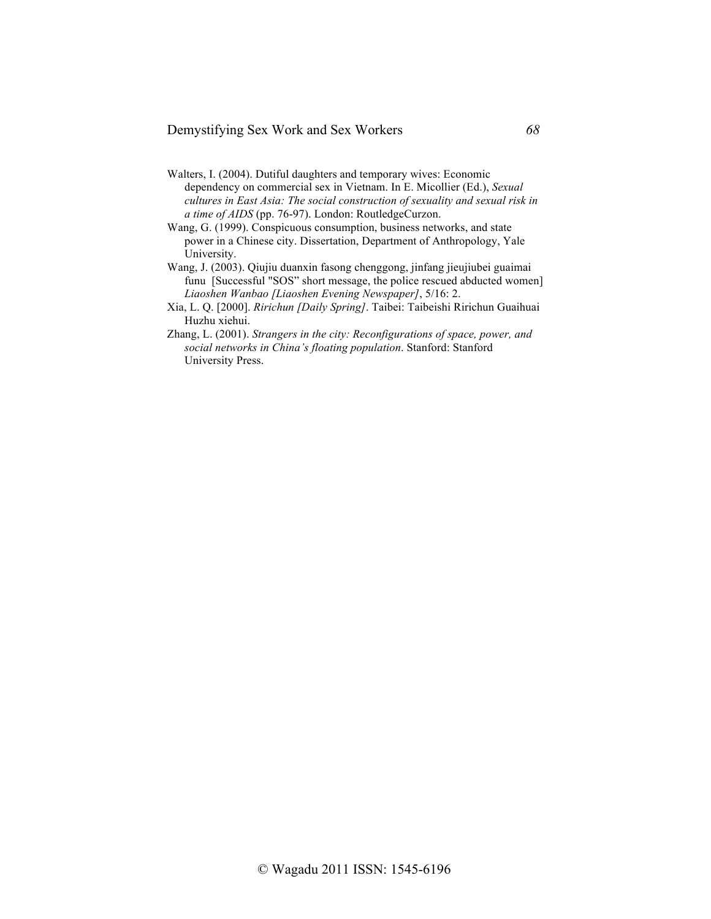Walters, I. (2004). Dutiful daughters and temporary wives: Economic dependency on commercial sex in Vietnam. In E. Micollier (Ed.), *Sexual cultures in East Asia: The social construction of sexuality and sexual risk in a time of AIDS* (pp. 76-97). London: RoutledgeCurzon.

Wang, G. (1999). Conspicuous consumption, business networks, and state power in a Chinese city. Dissertation, Department of Anthropology, Yale University.

Wang, J. (2003). Qiujiu duanxin fasong chenggong, jinfang jieujiubei guaimai funu [Successful "SOS" short message, the police rescued abducted women] *Liaoshen Wanbao [Liaoshen Evening Newspaper]*, 5/16: 2.

Xia, L. Q. [2000]. *Ririchun [Daily Spring]*. Taibei: Taibeishi Ririchun Guaihuai Huzhu xiehui.

Zhang, L. (2001). *Strangers in the city: Reconfigurations of space, power, and social networks in China's floating population*. Stanford: Stanford University Press.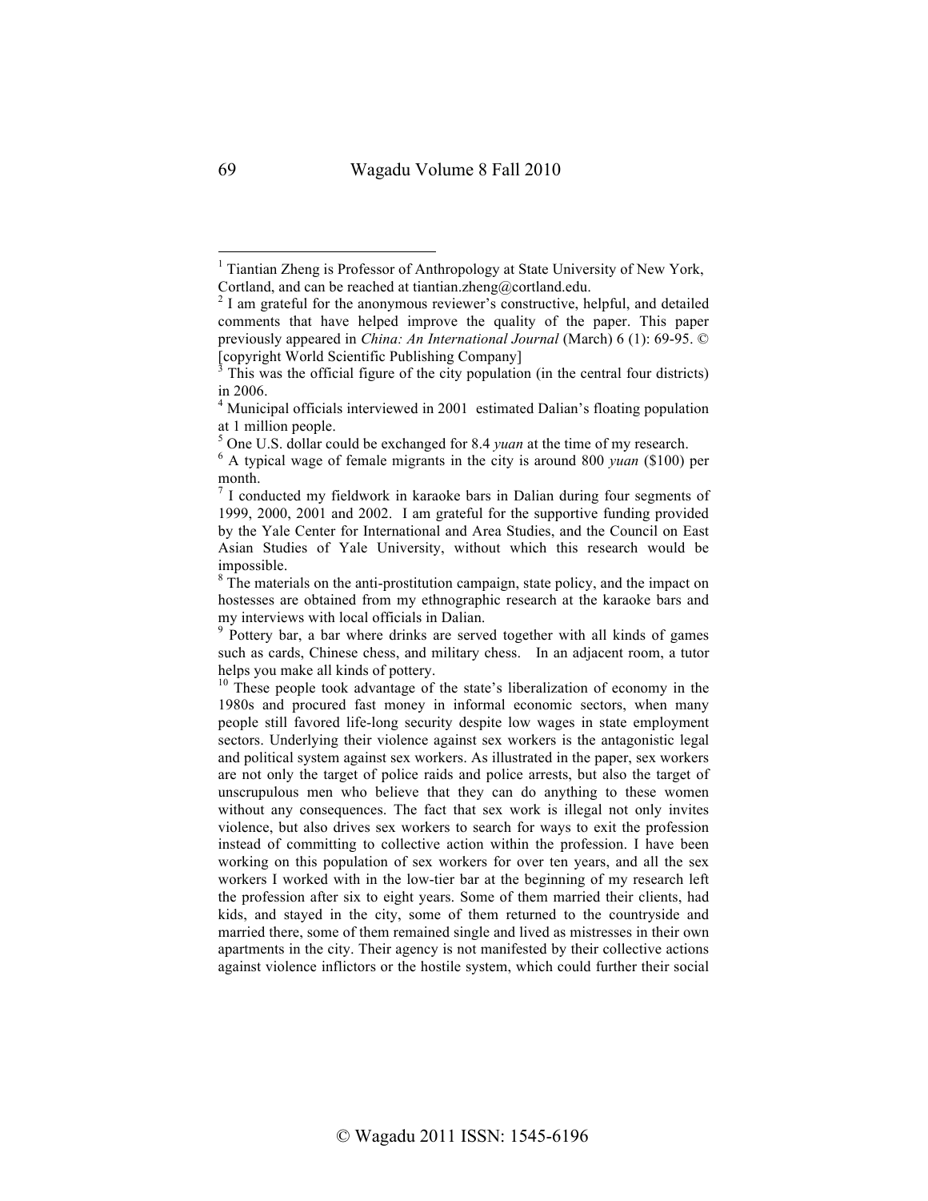[1] Tiantian Zheng is Professor of Anthropology at State University of New York, Cortland, and can be reached at tiantian.zheng@cortland.edu.

[2] I am grateful for the anonymous reviewer's constructive, helpful, and detailed comments that have helped improve the quality of the paper. This paper previously appeared in *China: An International Journal* (March) 6 (1): 69-95. © [copyright World Scientific Publishing Company]

[3] This was the official figure of the city population (in the central four districts) in 2006.

[4] Municipal officials interviewed in 2001 estimated Dalian's floating population at 1 million people.

[5] One U.S. dollar could be exchanged for 8.4 *yuan* at the time of my research.

[6] A typical wage of female migrants in the city is around 800 *yuan* ($100) per month.

[7] I conducted my fieldwork in karaoke bars in Dalian during four segments of 1999, 2000, 2001 and 2002. I am grateful for the supportive funding provided by the Yale Center for International and Area Studies, and the Council on East Asian Studies of Yale University, without which this research would be impossible.

[8] The materials on the anti-prostitution campaign, state policy, and the impact on hostesses are obtained from my ethnographic research at the karaoke bars and my interviews with local officials in Dalian.

[9] Pottery bar, a bar where drinks are served together with all kinds of games such as cards, Chinese chess, and military chess. In an adjacent room, a tutor helps you make all kinds of pottery.

[10] These people took advantage of the state's liberalization of economy in the 1980s and procured fast money in informal economic sectors, when many people still favored life-long security despite low wages in state employment sectors. Underlying their violence against sex workers is the antagonistic legal and political system against sex workers. As illustrated in the paper, sex workers are not only the target of police raids and police arrests, but also the target of unscrupulous men who believe that they can do anything to these women without any consequences. The fact that sex work is illegal not only invites violence, but also drives sex workers to search for ways to exit the profession instead of committing to collective action within the profession. I have been working on this population of sex workers for over ten years, and all the sex workers I worked with in the low-tier bar at the beginning of my research left the profession after six to eight years. Some of them married their clients, had kids, and stayed in the city, some of them returned to the countryside and married there, some of them remained single and lived as mistresses in their own apartments in the city. Their agency is not manifested by their collective actions against violence inflictors or the hostile system, which could further their social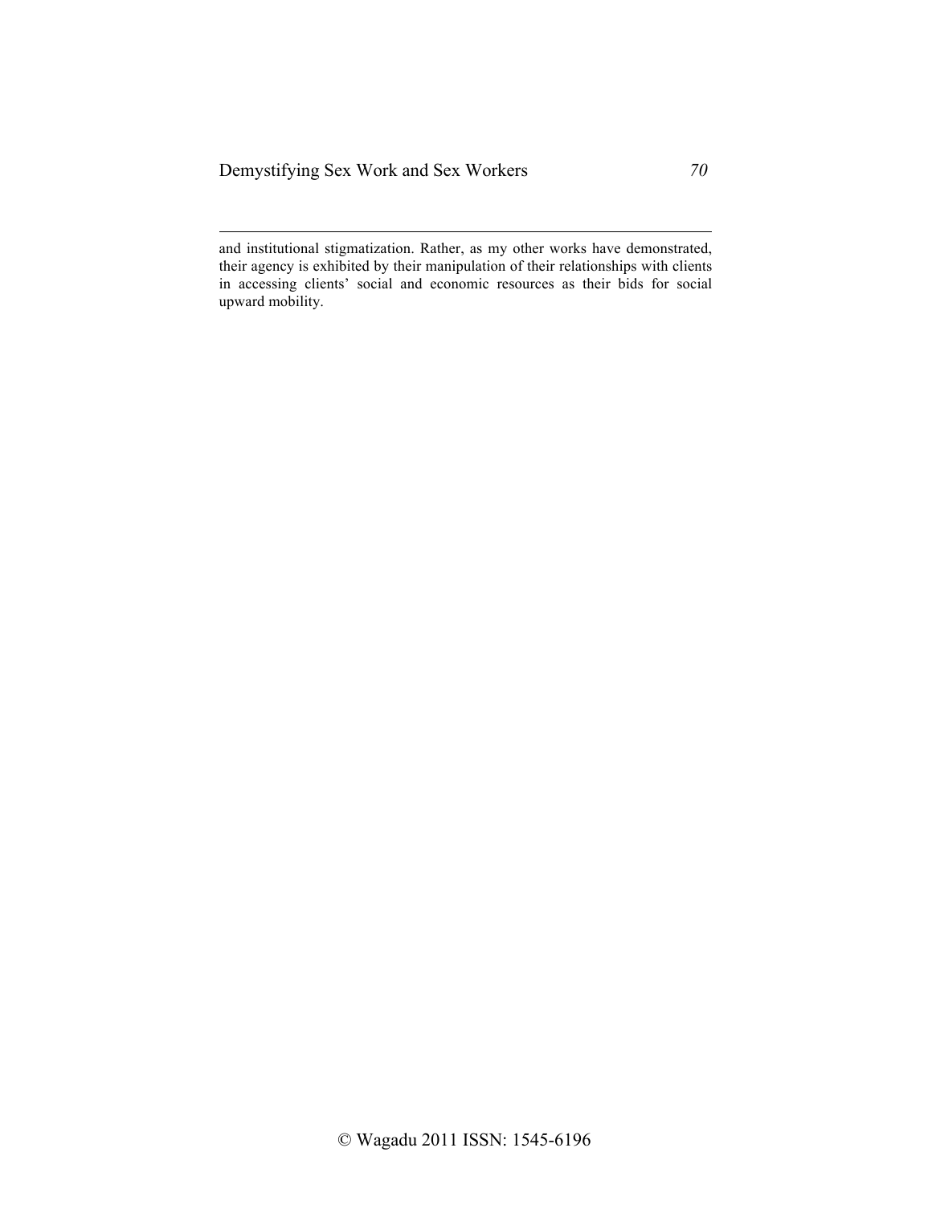and institutional stigmatization. Rather, as my other works have demonstrated, their agency is exhibited by their manipulation of their relationships with clients in accessing clients' social and economic resources as their bids for social upward mobility.